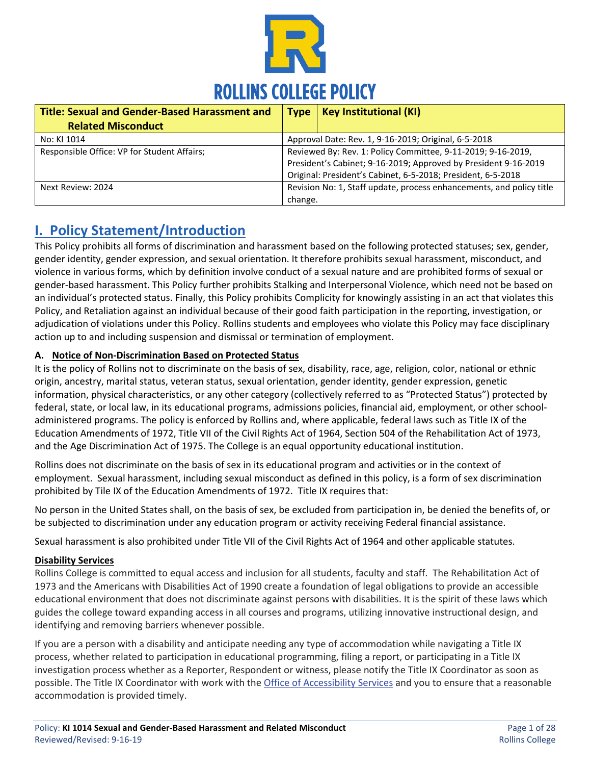# ROLLINS COLLEGE POLICY

| **Title: Sexual and Gender-Based Harassment and Related Misconduct** | **Type** | **Key Institutional (KI)** |
|---|---|---|
| No: KI 1014 | Approval Date: Rev. 1, 9-16-2019; Original, 6-5-2018 | |
| Responsible Office: VP for Student Affairs; | Reviewed By: Rev. 1: Policy Committee, 9-11-2019; 9-16-2019, President's Cabinet; 9-16-2019; Approved by President 9-16-2019 Original: President's Cabinet, 6-5-2018; President, 6-5-2018 | |
| Next Review: 2024 | Revision No: 1, Staff update, process enhancements, and policy title change. | |

## I. Policy Statement/Introduction

This Policy prohibits all forms of discrimination and harassment based on the following protected statuses; sex, gender, gender identity, gender expression, and sexual orientation. It therefore prohibits sexual harassment, misconduct, and violence in various forms, which by definition involve conduct of a sexual nature and are prohibited forms of sexual or gender-based harassment. This Policy further prohibits Stalking and Interpersonal Violence, which need not be based on an individual's protected status. Finally, this Policy prohibits Complicity for knowingly assisting in an act that violates this Policy, and Retaliation against an individual because of their good faith participation in the reporting, investigation, or adjudication of violations under this Policy. Rollins students and employees who violate this Policy may face disciplinary action up to and including suspension and dismissal or termination of employment.

### A. Notice of Non-Discrimination Based on Protected Status

It is the policy of Rollins not to discriminate on the basis of sex, disability, race, age, religion, color, national or ethnic origin, ancestry, marital status, veteran status, sexual orientation, gender identity, gender expression, genetic information, physical characteristics, or any other category (collectively referred to as "Protected Status") protected by federal, state, or local law, in its educational programs, admissions policies, financial aid, employment, or other school-administered programs. The policy is enforced by Rollins and, where applicable, federal laws such as Title IX of the Education Amendments of 1972, Title VII of the Civil Rights Act of 1964, Section 504 of the Rehabilitation Act of 1973, and the Age Discrimination Act of 1975. The College is an equal opportunity educational institution.

Rollins does not discriminate on the basis of sex in its educational program and activities or in the context of employment. Sexual harassment, including sexual misconduct as defined in this policy, is a form of sex discrimination prohibited by Tile IX of the Education Amendments of 1972. Title IX requires that:

No person in the United States shall, on the basis of sex, be excluded from participation in, be denied the benefits of, or be subjected to discrimination under any education program or activity receiving Federal financial assistance.

Sexual harassment is also prohibited under Title VII of the Civil Rights Act of 1964 and other applicable statutes.

#### Disability Services

Rollins College is committed to equal access and inclusion for all students, faculty and staff. The Rehabilitation Act of 1973 and the Americans with Disabilities Act of 1990 create a foundation of legal obligations to provide an accessible educational environment that does not discriminate against persons with disabilities. It is the spirit of these laws which guides the college toward expanding access in all courses and programs, utilizing innovative instructional design, and identifying and removing barriers whenever possible.

If you are a person with a disability and anticipate needing any type of accommodation while navigating a Title IX process, whether related to participation in educational programming, filing a report, or participating in a Title IX investigation process whether as a Reporter, Respondent or witness, please notify the Title IX Coordinator as soon as possible. The Title IX Coordinator with work with the Office of Accessibility Services and you to ensure that a reasonable accommodation is provided timely.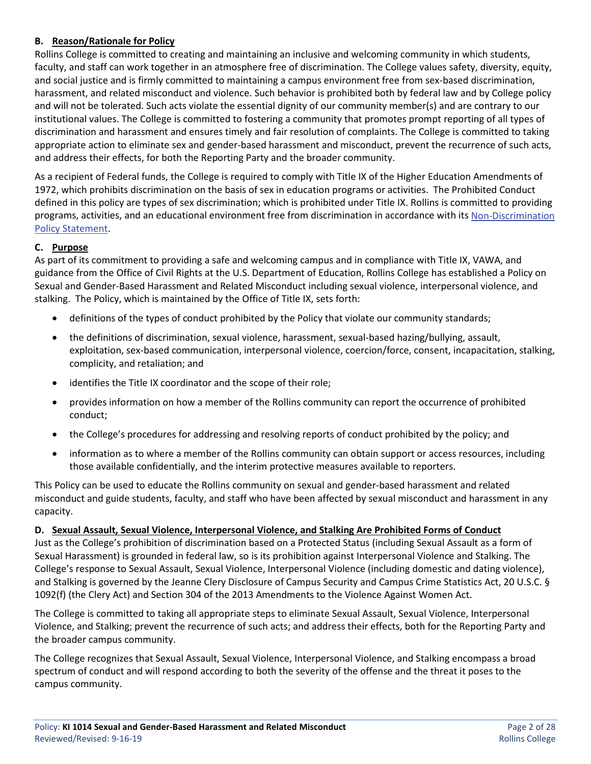### B. Reason/Rationale for Policy

Rollins College is committed to creating and maintaining an inclusive and welcoming community in which students, faculty, and staff can work together in an atmosphere free of discrimination. The College values safety, diversity, equity, and social justice and is firmly committed to maintaining a campus environment free from sex-based discrimination, harassment, and related misconduct and violence. Such behavior is prohibited both by federal law and by College policy and will not be tolerated. Such acts violate the essential dignity of our community member(s) and are contrary to our institutional values. The College is committed to fostering a community that promotes prompt reporting of all types of discrimination and harassment and ensures timely and fair resolution of complaints. The College is committed to taking appropriate action to eliminate sex and gender-based harassment and misconduct, prevent the recurrence of such acts, and address their effects, for both the Reporting Party and the broader community.

As a recipient of Federal funds, the College is required to comply with Title IX of the Higher Education Amendments of 1972, which prohibits discrimination on the basis of sex in education programs or activities. The Prohibited Conduct defined in this policy are types of sex discrimination; which is prohibited under Title IX. Rollins is committed to providing programs, activities, and an educational environment free from discrimination in accordance with its Non-Discrimination Policy Statement.

### C. Purpose

As part of its commitment to providing a safe and welcoming campus and in compliance with Title IX, VAWA, and guidance from the Office of Civil Rights at the U.S. Department of Education, Rollins College has established a Policy on Sexual and Gender-Based Harassment and Related Misconduct including sexual violence, interpersonal violence, and stalking. The Policy, which is maintained by the Office of Title IX, sets forth:

- definitions of the types of conduct prohibited by the Policy that violate our community standards;
- the definitions of discrimination, sexual violence, harassment, sexual-based hazing/bullying, assault, exploitation, sex-based communication, interpersonal violence, coercion/force, consent, incapacitation, stalking, complicity, and retaliation; and
- identifies the Title IX coordinator and the scope of their role;
- provides information on how a member of the Rollins community can report the occurrence of prohibited conduct;
- the College's procedures for addressing and resolving reports of conduct prohibited by the policy; and
- information as to where a member of the Rollins community can obtain support or access resources, including those available confidentially, and the interim protective measures available to reporters.

This Policy can be used to educate the Rollins community on sexual and gender-based harassment and related misconduct and guide students, faculty, and staff who have been affected by sexual misconduct and harassment in any capacity.

### D. Sexual Assault, Sexual Violence, Interpersonal Violence, and Stalking Are Prohibited Forms of Conduct

Just as the College's prohibition of discrimination based on a Protected Status (including Sexual Assault as a form of Sexual Harassment) is grounded in federal law, so is its prohibition against Interpersonal Violence and Stalking. The College's response to Sexual Assault, Sexual Violence, Interpersonal Violence (including domestic and dating violence), and Stalking is governed by the Jeanne Clery Disclosure of Campus Security and Campus Crime Statistics Act, 20 U.S.C. § 1092(f) (the Clery Act) and Section 304 of the 2013 Amendments to the Violence Against Women Act.

The College is committed to taking all appropriate steps to eliminate Sexual Assault, Sexual Violence, Interpersonal Violence, and Stalking; prevent the recurrence of such acts; and address their effects, both for the Reporting Party and the broader campus community.

The College recognizes that Sexual Assault, Sexual Violence, Interpersonal Violence, and Stalking encompass a broad spectrum of conduct and will respond according to both the severity of the offense and the threat it poses to the campus community.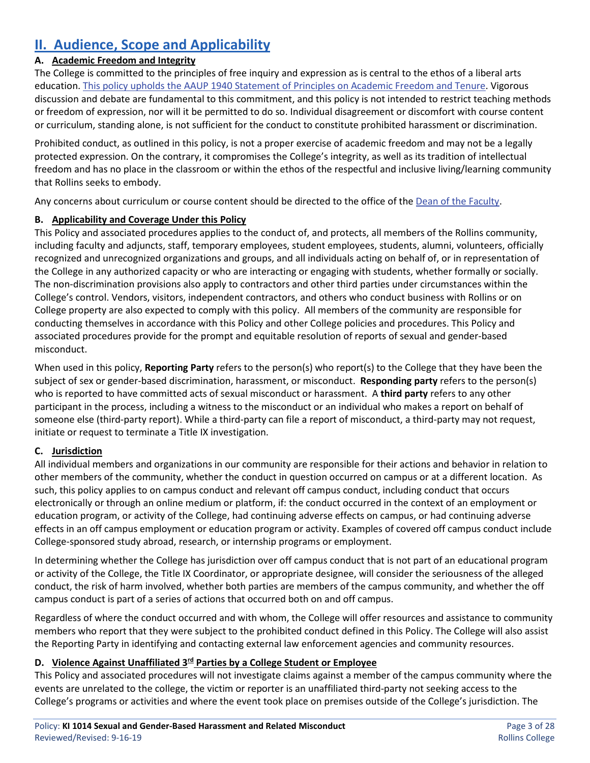## II. Audience, Scope and Applicability

### A. Academic Freedom and Integrity

The College is committed to the principles of free inquiry and expression as is central to the ethos of a liberal arts education. This policy upholds the AAUP 1940 Statement of Principles on Academic Freedom and Tenure. Vigorous discussion and debate are fundamental to this commitment, and this policy is not intended to restrict teaching methods or freedom of expression, nor will it be permitted to do so. Individual disagreement or discomfort with course content or curriculum, standing alone, is not sufficient for the conduct to constitute prohibited harassment or discrimination.

Prohibited conduct, as outlined in this policy, is not a proper exercise of academic freedom and may not be a legally protected expression. On the contrary, it compromises the College's integrity, as well as its tradition of intellectual freedom and has no place in the classroom or within the ethos of the respectful and inclusive living/learning community that Rollins seeks to embody.

Any concerns about curriculum or course content should be directed to the office of the Dean of the Faculty.

### B. Applicability and Coverage Under this Policy

This Policy and associated procedures applies to the conduct of, and protects, all members of the Rollins community, including faculty and adjuncts, staff, temporary employees, student employees, students, alumni, volunteers, officially recognized and unrecognized organizations and groups, and all individuals acting on behalf of, or in representation of the College in any authorized capacity or who are interacting or engaging with students, whether formally or socially. The non-discrimination provisions also apply to contractors and other third parties under circumstances within the College's control. Vendors, visitors, independent contractors, and others who conduct business with Rollins or on College property are also expected to comply with this policy. All members of the community are responsible for conducting themselves in accordance with this Policy and other College policies and procedures. This Policy and associated procedures provide for the prompt and equitable resolution of reports of sexual and gender-based misconduct.

When used in this policy, **Reporting Party** refers to the person(s) who report(s) to the College that they have been the subject of sex or gender-based discrimination, harassment, or misconduct. **Responding party** refers to the person(s) who is reported to have committed acts of sexual misconduct or harassment. A **third party** refers to any other participant in the process, including a witness to the misconduct or an individual who makes a report on behalf of someone else (third-party report). While a third-party can file a report of misconduct, a third-party may not request, initiate or request to terminate a Title IX investigation.

### C. Jurisdiction

All individual members and organizations in our community are responsible for their actions and behavior in relation to other members of the community, whether the conduct in question occurred on campus or at a different location. As such, this policy applies to on campus conduct and relevant off campus conduct, including conduct that occurs electronically or through an online medium or platform, if: the conduct occurred in the context of an employment or education program, or activity of the College, had continuing adverse effects on campus, or had continuing adverse effects in an off campus employment or education program or activity. Examples of covered off campus conduct include College-sponsored study abroad, research, or internship programs or employment.

In determining whether the College has jurisdiction over off campus conduct that is not part of an educational program or activity of the College, the Title IX Coordinator, or appropriate designee, will consider the seriousness of the alleged conduct, the risk of harm involved, whether both parties are members of the campus community, and whether the off campus conduct is part of a series of actions that occurred both on and off campus.

Regardless of where the conduct occurred and with whom, the College will offer resources and assistance to community members who report that they were subject to the prohibited conduct defined in this Policy. The College will also assist the Reporting Party in identifying and contacting external law enforcement agencies and community resources.

### D. Violence Against Unaffiliated 3rd Parties by a College Student or Employee

This Policy and associated procedures will not investigate claims against a member of the campus community where the events are unrelated to the college, the victim or reporter is an unaffiliated third-party not seeking access to the College's programs or activities and where the event took place on premises outside of the College's jurisdiction. The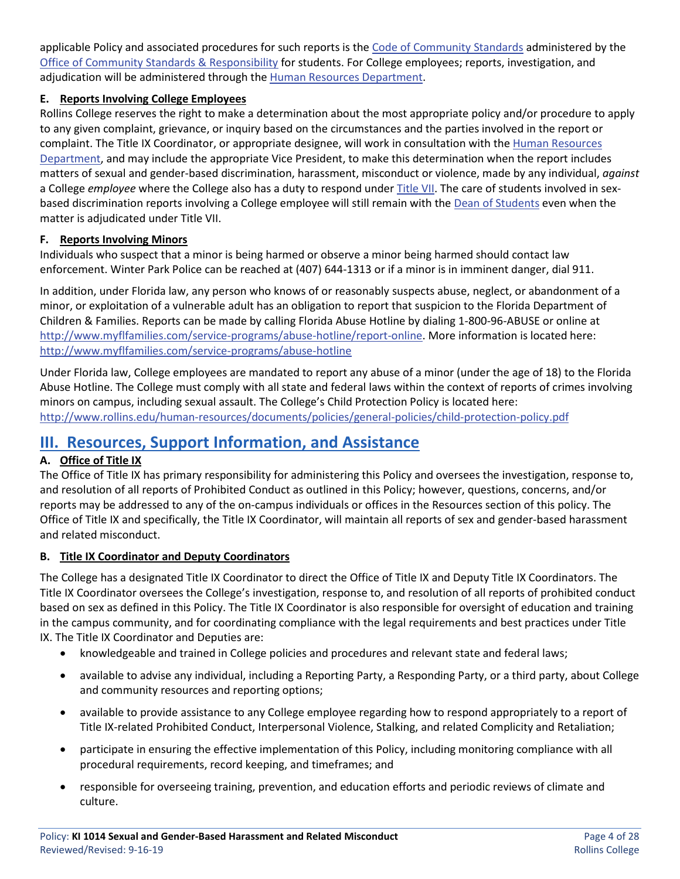applicable Policy and associated procedures for such reports is the Code of Community Standards administered by the Office of Community Standards & Responsibility for students. For College employees; reports, investigation, and adjudication will be administered through the Human Resources Department.

**E. Reports Involving College Employees**

Rollins College reserves the right to make a determination about the most appropriate policy and/or procedure to apply to any given complaint, grievance, or inquiry based on the circumstances and the parties involved in the report or complaint. The Title IX Coordinator, or appropriate designee, will work in consultation with the Human Resources Department, and may include the appropriate Vice President, to make this determination when the report includes matters of sexual and gender-based discrimination, harassment, misconduct or violence, made by any individual, *against* a College *employee* where the College also has a duty to respond under Title VII. The care of students involved in sex-based discrimination reports involving a College employee will still remain with the Dean of Students even when the matter is adjudicated under Title VII.

**F. Reports Involving Minors**

Individuals who suspect that a minor is being harmed or observe a minor being harmed should contact law enforcement. Winter Park Police can be reached at (407) 644-1313 or if a minor is in imminent danger, dial 911.

In addition, under Florida law, any person who knows of or reasonably suspects abuse, neglect, or abandonment of a minor, or exploitation of a vulnerable adult has an obligation to report that suspicion to the Florida Department of Children & Families. Reports can be made by calling Florida Abuse Hotline by dialing 1-800-96-ABUSE or online at http://www.myflfamilies.com/service-programs/abuse-hotline/report-online. More information is located here: http://www.myflfamilies.com/service-programs/abuse-hotline

Under Florida law, College employees are mandated to report any abuse of a minor (under the age of 18) to the Florida Abuse Hotline. The College must comply with all state and federal laws within the context of reports of crimes involving minors on campus, including sexual assault. The College's Child Protection Policy is located here: http://www.rollins.edu/human-resources/documents/policies/general-policies/child-protection-policy.pdf

## III. Resources, Support Information, and Assistance

**A. Office of Title IX**

The Office of Title IX has primary responsibility for administering this Policy and oversees the investigation, response to, and resolution of all reports of Prohibited Conduct as outlined in this Policy; however, questions, concerns, and/or reports may be addressed to any of the on-campus individuals or offices in the Resources section of this policy. The Office of Title IX and specifically, the Title IX Coordinator, will maintain all reports of sex and gender-based harassment and related misconduct.

**B. Title IX Coordinator and Deputy Coordinators**

The College has a designated Title IX Coordinator to direct the Office of Title IX and Deputy Title IX Coordinators. The Title IX Coordinator oversees the College's investigation, response to, and resolution of all reports of prohibited conduct based on sex as defined in this Policy. The Title IX Coordinator is also responsible for oversight of education and training in the campus community, and for coordinating compliance with the legal requirements and best practices under Title IX. The Title IX Coordinator and Deputies are:

- knowledgeable and trained in College policies and procedures and relevant state and federal laws;
- available to advise any individual, including a Reporting Party, a Responding Party, or a third party, about College and community resources and reporting options;
- available to provide assistance to any College employee regarding how to respond appropriately to a report of Title IX-related Prohibited Conduct, Interpersonal Violence, Stalking, and related Complicity and Retaliation;
- participate in ensuring the effective implementation of this Policy, including monitoring compliance with all procedural requirements, record keeping, and timeframes; and
- responsible for overseeing training, prevention, and education efforts and periodic reviews of climate and culture.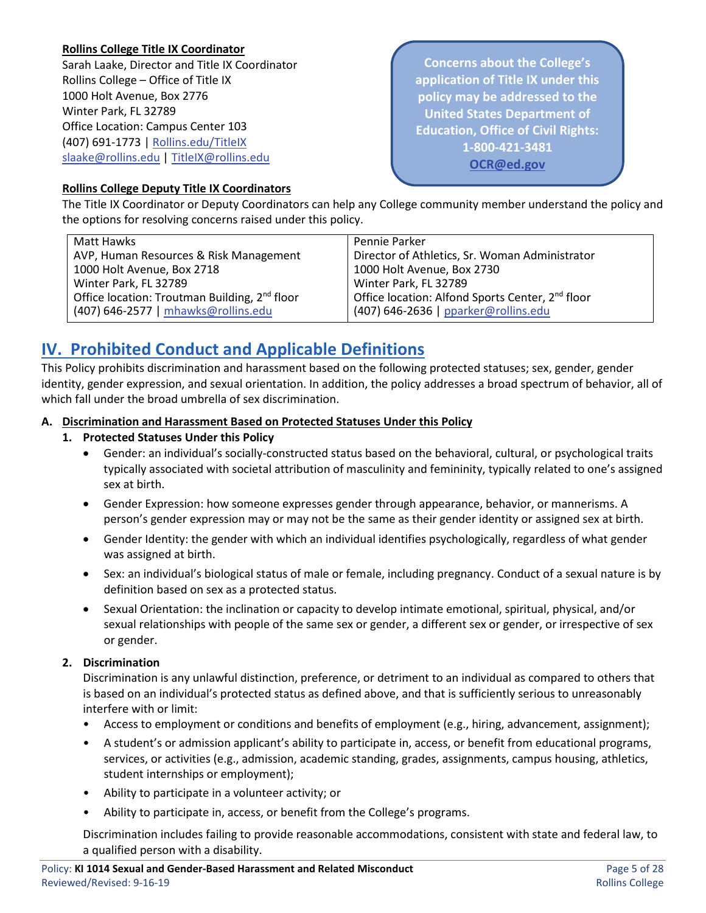**Rollins College Title IX Coordinator**

Sarah Laake, Director and Title IX Coordinator
Rollins College – Office of Title IX
1000 Holt Avenue, Box 2776
Winter Park, FL 32789
Office Location: Campus Center 103
(407) 691-1773 | Rollins.edu/TitleIX
slaake@rollins.edu | TitleIX@rollins.edu

**Concerns about the College's application of Title IX under this policy may be addressed to the United States Department of Education, Office of Civil Rights: 1-800-421-3481 OCR@ed.gov**

**Rollins College Deputy Title IX Coordinators**

The Title IX Coordinator or Deputy Coordinators can help any College community member understand the policy and the options for resolving concerns raised under this policy.

| Matt Hawks<br>AVP, Human Resources & Risk Management<br>1000 Holt Avenue, Box 2718<br>Winter Park, FL 32789<br>Office location: Troutman Building, 2nd floor<br>(407) 646-2577 \| mhawks@rollins.edu | Pennie Parker<br>Director of Athletics, Sr. Woman Administrator<br>1000 Holt Avenue, Box 2730<br>Winter Park, FL 32789<br>Office location: Alfond Sports Center, 2nd floor<br>(407) 646-2636 \| pparker@rollins.edu |
|---|---|

## IV. Prohibited Conduct and Applicable Definitions

This Policy prohibits discrimination and harassment based on the following protected statuses; sex, gender, gender identity, gender expression, and sexual orientation. In addition, the policy addresses a broad spectrum of behavior, all of which fall under the broad umbrella of sex discrimination.

**A. Discrimination and Harassment Based on Protected Statuses Under this Policy**

**1. Protected Statuses Under this Policy**

- Gender: an individual's socially-constructed status based on the behavioral, cultural, or psychological traits typically associated with societal attribution of masculinity and femininity, typically related to one's assigned sex at birth.
- Gender Expression: how someone expresses gender through appearance, behavior, or mannerisms. A person's gender expression may or may not be the same as their gender identity or assigned sex at birth.
- Gender Identity: the gender with which an individual identifies psychologically, regardless of what gender was assigned at birth.
- Sex: an individual's biological status of male or female, including pregnancy. Conduct of a sexual nature is by definition based on sex as a protected status.
- Sexual Orientation: the inclination or capacity to develop intimate emotional, spiritual, physical, and/or sexual relationships with people of the same sex or gender, a different sex or gender, or irrespective of sex or gender.

**2. Discrimination**

Discrimination is any unlawful distinction, preference, or detriment to an individual as compared to others that is based on an individual's protected status as defined above, and that is sufficiently serious to unreasonably interfere with or limit:

- Access to employment or conditions and benefits of employment (e.g., hiring, advancement, assignment);
- A student's or admission applicant's ability to participate in, access, or benefit from educational programs, services, or activities (e.g., admission, academic standing, grades, assignments, campus housing, athletics, student internships or employment);
- Ability to participate in a volunteer activity; or
- Ability to participate in, access, or benefit from the College's programs.

Discrimination includes failing to provide reasonable accommodations, consistent with state and federal law, to a qualified person with a disability.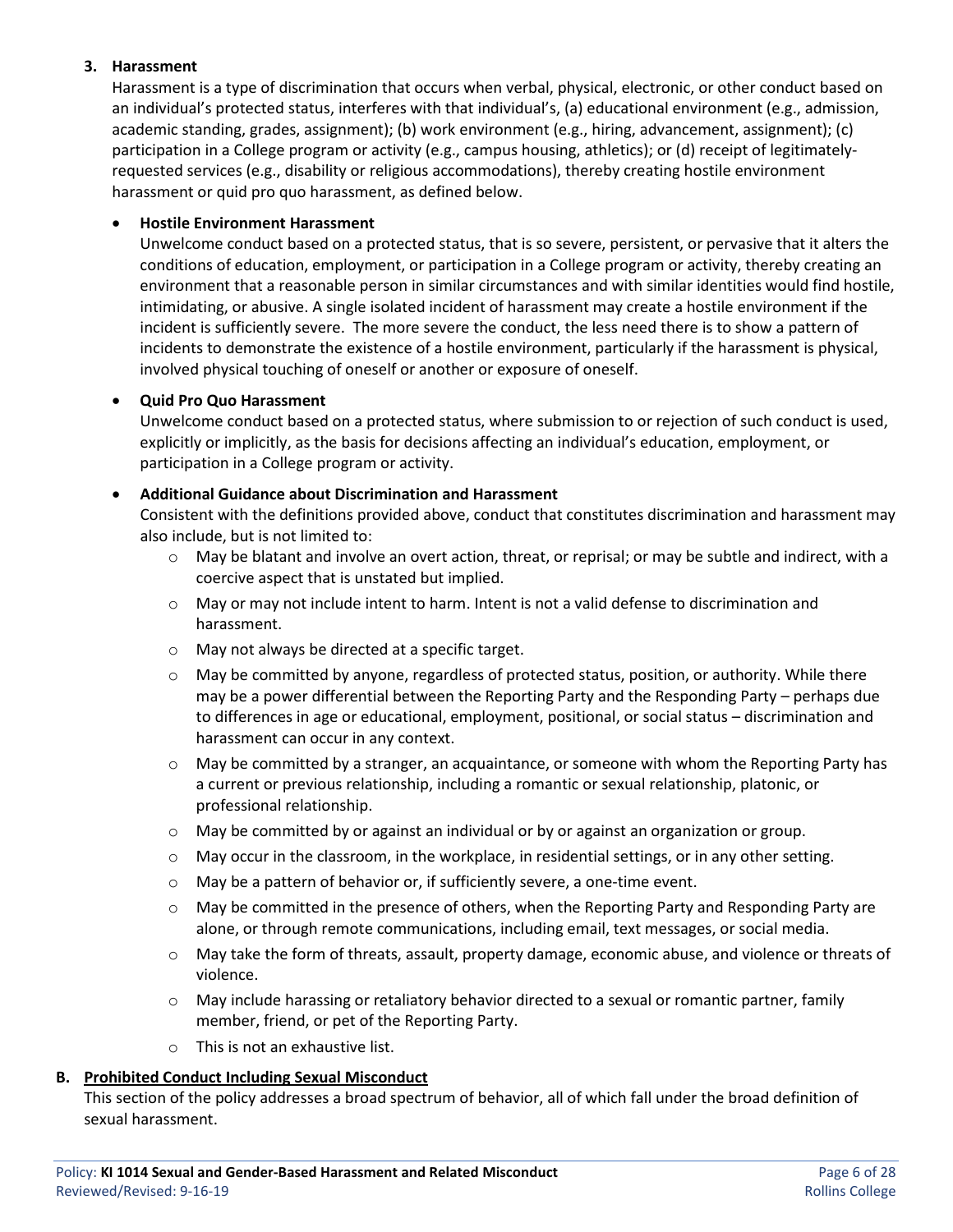### 3. Harassment

Harassment is a type of discrimination that occurs when verbal, physical, electronic, or other conduct based on an individual's protected status, interferes with that individual's, (a) educational environment (e.g., admission, academic standing, grades, assignment); (b) work environment (e.g., hiring, advancement, assignment); (c) participation in a College program or activity (e.g., campus housing, athletics); or (d) receipt of legitimately-requested services (e.g., disability or religious accommodations), thereby creating hostile environment harassment or quid pro quo harassment, as defined below.

- **Hostile Environment Harassment**

  Unwelcome conduct based on a protected status, that is so severe, persistent, or pervasive that it alters the conditions of education, employment, or participation in a College program or activity, thereby creating an environment that a reasonable person in similar circumstances and with similar identities would find hostile, intimidating, or abusive. A single isolated incident of harassment may create a hostile environment if the incident is sufficiently severe. The more severe the conduct, the less need there is to show a pattern of incidents to demonstrate the existence of a hostile environment, particularly if the harassment is physical, involved physical touching of oneself or another or exposure of oneself.

- **Quid Pro Quo Harassment**

  Unwelcome conduct based on a protected status, where submission to or rejection of such conduct is used, explicitly or implicitly, as the basis for decisions affecting an individual's education, employment, or participation in a College program or activity.

- **Additional Guidance about Discrimination and Harassment**

  Consistent with the definitions provided above, conduct that constitutes discrimination and harassment may also include, but is not limited to:
  - May be blatant and involve an overt action, threat, or reprisal; or may be subtle and indirect, with a coercive aspect that is unstated but implied.
  - May or may not include intent to harm. Intent is not a valid defense to discrimination and harassment.
  - May not always be directed at a specific target.
  - May be committed by anyone, regardless of protected status, position, or authority. While there may be a power differential between the Reporting Party and the Responding Party – perhaps due to differences in age or educational, employment, positional, or social status – discrimination and harassment can occur in any context.
  - May be committed by a stranger, an acquaintance, or someone with whom the Reporting Party has a current or previous relationship, including a romantic or sexual relationship, platonic, or professional relationship.
  - May be committed by or against an individual or by or against an organization or group.
  - May occur in the classroom, in the workplace, in residential settings, or in any other setting.
  - May be a pattern of behavior or, if sufficiently severe, a one-time event.
  - May be committed in the presence of others, when the Reporting Party and Responding Party are alone, or through remote communications, including email, text messages, or social media.
  - May take the form of threats, assault, property damage, economic abuse, and violence or threats of violence.
  - May include harassing or retaliatory behavior directed to a sexual or romantic partner, family member, friend, or pet of the Reporting Party.
  - This is not an exhaustive list.

## B. Prohibited Conduct Including Sexual Misconduct

This section of the policy addresses a broad spectrum of behavior, all of which fall under the broad definition of sexual harassment.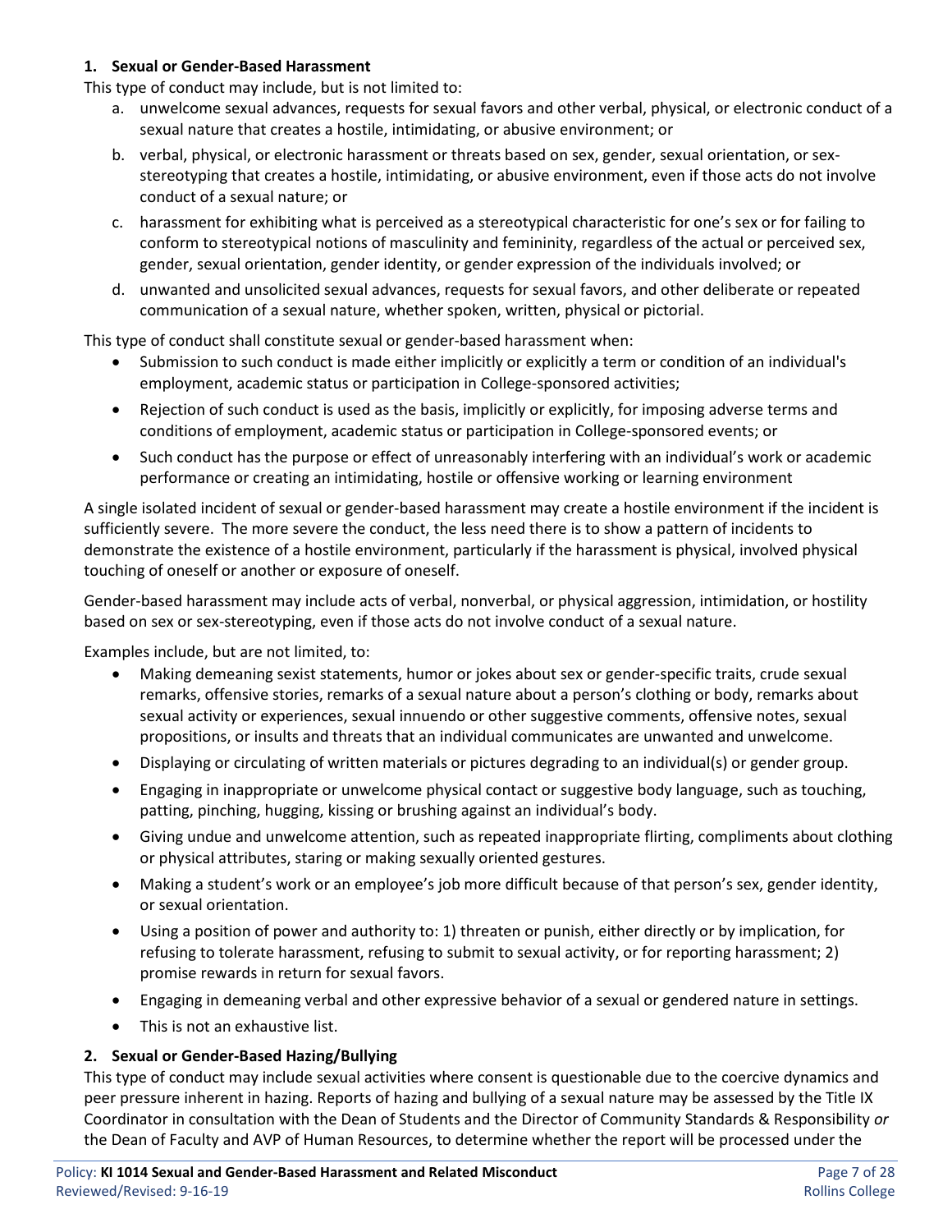**1. Sexual or Gender-Based Harassment**

This type of conduct may include, but is not limited to:

a. unwelcome sexual advances, requests for sexual favors and other verbal, physical, or electronic conduct of a sexual nature that creates a hostile, intimidating, or abusive environment; or

b. verbal, physical, or electronic harassment or threats based on sex, gender, sexual orientation, or sex-stereotyping that creates a hostile, intimidating, or abusive environment, even if those acts do not involve conduct of a sexual nature; or

c. harassment for exhibiting what is perceived as a stereotypical characteristic for one's sex or for failing to conform to stereotypical notions of masculinity and femininity, regardless of the actual or perceived sex, gender, sexual orientation, gender identity, or gender expression of the individuals involved; or

d. unwanted and unsolicited sexual advances, requests for sexual favors, and other deliberate or repeated communication of a sexual nature, whether spoken, written, physical or pictorial.

This type of conduct shall constitute sexual or gender-based harassment when:

- Submission to such conduct is made either implicitly or explicitly a term or condition of an individual's employment, academic status or participation in College-sponsored activities;
- Rejection of such conduct is used as the basis, implicitly or explicitly, for imposing adverse terms and conditions of employment, academic status or participation in College-sponsored events; or
- Such conduct has the purpose or effect of unreasonably interfering with an individual's work or academic performance or creating an intimidating, hostile or offensive working or learning environment

A single isolated incident of sexual or gender-based harassment may create a hostile environment if the incident is sufficiently severe. The more severe the conduct, the less need there is to show a pattern of incidents to demonstrate the existence of a hostile environment, particularly if the harassment is physical, involved physical touching of oneself or another or exposure of oneself.

Gender-based harassment may include acts of verbal, nonverbal, or physical aggression, intimidation, or hostility based on sex or sex-stereotyping, even if those acts do not involve conduct of a sexual nature.

Examples include, but are not limited, to:

- Making demeaning sexist statements, humor or jokes about sex or gender-specific traits, crude sexual remarks, offensive stories, remarks of a sexual nature about a person's clothing or body, remarks about sexual activity or experiences, sexual innuendo or other suggestive comments, offensive notes, sexual propositions, or insults and threats that an individual communicates are unwanted and unwelcome.
- Displaying or circulating of written materials or pictures degrading to an individual(s) or gender group.
- Engaging in inappropriate or unwelcome physical contact or suggestive body language, such as touching, patting, pinching, hugging, kissing or brushing against an individual's body.
- Giving undue and unwelcome attention, such as repeated inappropriate flirting, compliments about clothing or physical attributes, staring or making sexually oriented gestures.
- Making a student's work or an employee's job more difficult because of that person's sex, gender identity, or sexual orientation.
- Using a position of power and authority to: 1) threaten or punish, either directly or by implication, for refusing to tolerate harassment, refusing to submit to sexual activity, or for reporting harassment; 2) promise rewards in return for sexual favors.
- Engaging in demeaning verbal and other expressive behavior of a sexual or gendered nature in settings.
- This is not an exhaustive list.

**2. Sexual or Gender-Based Hazing/Bullying**

This type of conduct may include sexual activities where consent is questionable due to the coercive dynamics and peer pressure inherent in hazing. Reports of hazing and bullying of a sexual nature may be assessed by the Title IX Coordinator in consultation with the Dean of Students and the Director of Community Standards & Responsibility *or* the Dean of Faculty and AVP of Human Resources, to determine whether the report will be processed under the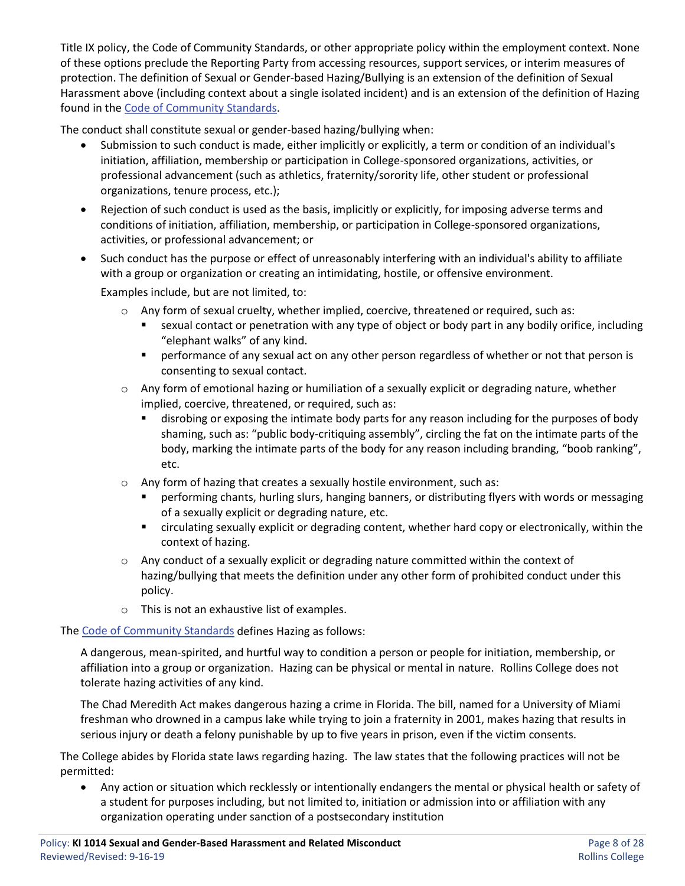Title IX policy, the Code of Community Standards, or other appropriate policy within the employment context. None of these options preclude the Reporting Party from accessing resources, support services, or interim measures of protection. The definition of Sexual or Gender-based Hazing/Bullying is an extension of the definition of Sexual Harassment above (including context about a single isolated incident) and is an extension of the definition of Hazing found in the [Code of Community Standards](#).

The conduct shall constitute sexual or gender-based hazing/bullying when:

- Submission to such conduct is made, either implicitly or explicitly, a term or condition of an individual's initiation, affiliation, membership or participation in College-sponsored organizations, activities, or professional advancement (such as athletics, fraternity/sorority life, other student or professional organizations, tenure process, etc.);
- Rejection of such conduct is used as the basis, implicitly or explicitly, for imposing adverse terms and conditions of initiation, affiliation, membership, or participation in College-sponsored organizations, activities, or professional advancement; or
- Such conduct has the purpose or effect of unreasonably interfering with an individual's ability to affiliate with a group or organization or creating an intimidating, hostile, or offensive environment.

  Examples include, but are not limited to:

  - Any form of sexual cruelty, whether implied, coercive, threatened or required, such as:
    - sexual contact or penetration with any type of object or body part in any bodily orifice, including "elephant walks" of any kind.
    - performance of any sexual act on any other person regardless of whether or not that person is consenting to sexual contact.
  - Any form of emotional hazing or humiliation of a sexually explicit or degrading nature, whether implied, coercive, threatened, or required, such as:
    - disrobing or exposing the intimate body parts for any reason including for the purposes of body shaming, such as: "public body-critiquing assembly", circling the fat on the intimate parts of the body, marking the intimate parts of the body for any reason including branding, "boob ranking", etc.
  - Any form of hazing that creates a sexually hostile environment, such as:
    - performing chants, hurling slurs, hanging banners, or distributing flyers with words or messaging of a sexually explicit or degrading nature, etc.
    - circulating sexually explicit or degrading content, whether hard copy or electronically, within the context of hazing.
  - Any conduct of a sexually explicit or degrading nature committed within the context of hazing/bullying that meets the definition under any other form of prohibited conduct under this policy.
  - This is not an exhaustive list of examples.

The [Code of Community Standards](#) defines Hazing as follows:

> A dangerous, mean-spirited, and hurtful way to condition a person or people for initiation, membership, or affiliation into a group or organization. Hazing can be physical or mental in nature. Rollins College does not tolerate hazing activities of any kind.
>
> The Chad Meredith Act makes dangerous hazing a crime in Florida. The bill, named for a University of Miami freshman who drowned in a campus lake while trying to join a fraternity in 2001, makes hazing that results in serious injury or death a felony punishable by up to five years in prison, even if the victim consents.

The College abides by Florida state laws regarding hazing. The law states that the following practices will not be permitted:

- Any action or situation which recklessly or intentionally endangers the mental or physical health or safety of a student for purposes including, but not limited to, initiation or admission into or affiliation with any organization operating under sanction of a postsecondary institution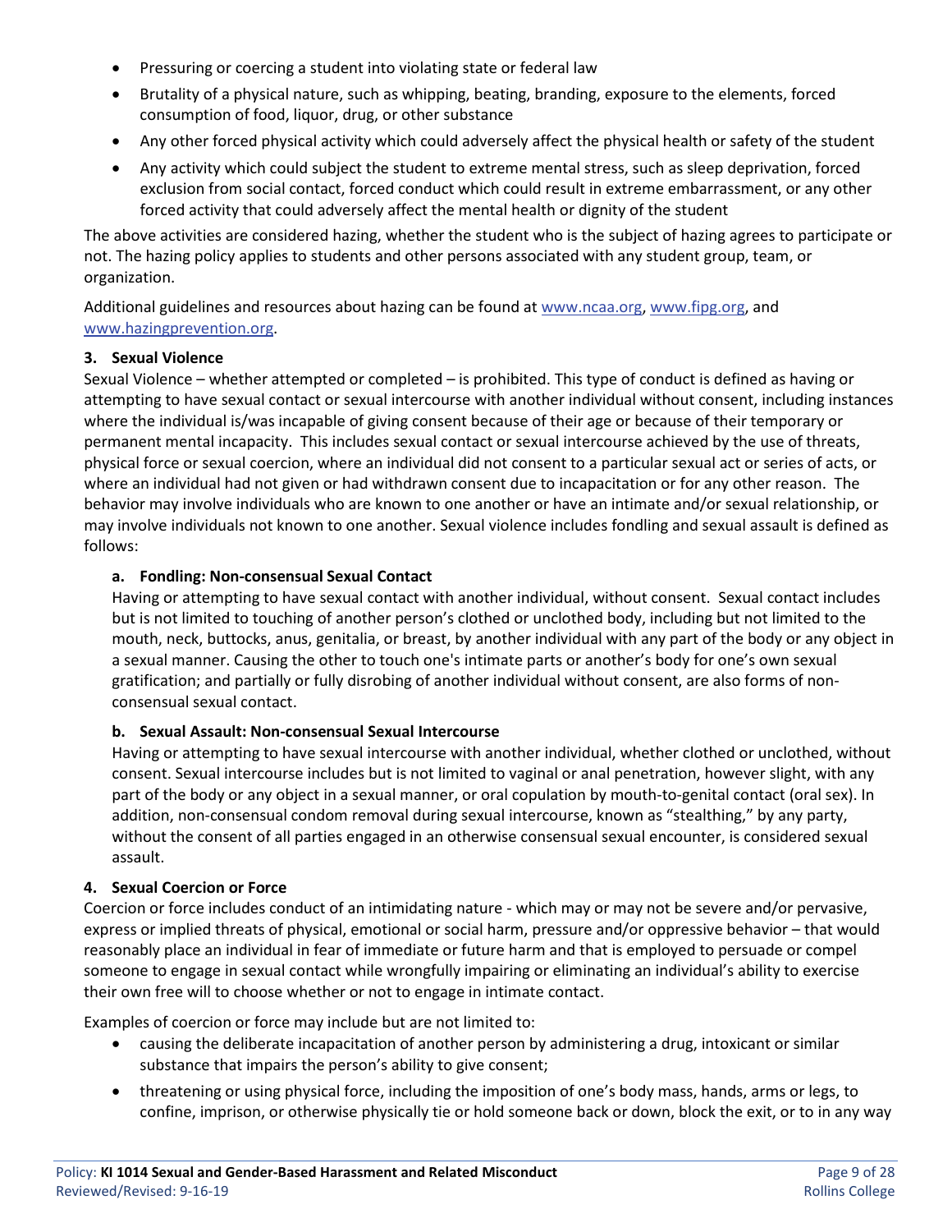- Pressuring or coercing a student into violating state or federal law
- Brutality of a physical nature, such as whipping, beating, branding, exposure to the elements, forced consumption of food, liquor, drug, or other substance
- Any other forced physical activity which could adversely affect the physical health or safety of the student
- Any activity which could subject the student to extreme mental stress, such as sleep deprivation, forced exclusion from social contact, forced conduct which could result in extreme embarrassment, or any other forced activity that could adversely affect the mental health or dignity of the student

The above activities are considered hazing, whether the student who is the subject of hazing agrees to participate or not. The hazing policy applies to students and other persons associated with any student group, team, or organization.

Additional guidelines and resources about hazing can be found at www.ncaa.org, www.fipg.org, and www.hazingprevention.org.

**3. Sexual Violence**

Sexual Violence – whether attempted or completed – is prohibited. This type of conduct is defined as having or attempting to have sexual contact or sexual intercourse with another individual without consent, including instances where the individual is/was incapable of giving consent because of their age or because of their temporary or permanent mental incapacity. This includes sexual contact or sexual intercourse achieved by the use of threats, physical force or sexual coercion, where an individual did not consent to a particular sexual act or series of acts, or where an individual had not given or had withdrawn consent due to incapacitation or for any other reason. The behavior may involve individuals who are known to one another or have an intimate and/or sexual relationship, or may involve individuals not known to one another. Sexual violence includes fondling and sexual assault is defined as follows:

**a. Fondling: Non-consensual Sexual Contact**

Having or attempting to have sexual contact with another individual, without consent. Sexual contact includes but is not limited to touching of another person's clothed or unclothed body, including but not limited to the mouth, neck, buttocks, anus, genitalia, or breast, by another individual with any part of the body or any object in a sexual manner. Causing the other to touch one's intimate parts or another's body for one's own sexual gratification; and partially or fully disrobing of another individual without consent, are also forms of non-consensual sexual contact.

**b. Sexual Assault: Non-consensual Sexual Intercourse**

Having or attempting to have sexual intercourse with another individual, whether clothed or unclothed, without consent. Sexual intercourse includes but is not limited to vaginal or anal penetration, however slight, with any part of the body or any object in a sexual manner, or oral copulation by mouth-to-genital contact (oral sex). In addition, non-consensual condom removal during sexual intercourse, known as "stealthing," by any party, without the consent of all parties engaged in an otherwise consensual sexual encounter, is considered sexual assault.

**4. Sexual Coercion or Force**

Coercion or force includes conduct of an intimidating nature - which may or may not be severe and/or pervasive, express or implied threats of physical, emotional or social harm, pressure and/or oppressive behavior – that would reasonably place an individual in fear of immediate or future harm and that is employed to persuade or compel someone to engage in sexual contact while wrongfully impairing or eliminating an individual's ability to exercise their own free will to choose whether or not to engage in intimate contact.

Examples of coercion or force may include but are not limited to:

- causing the deliberate incapacitation of another person by administering a drug, intoxicant or similar substance that impairs the person's ability to give consent;
- threatening or using physical force, including the imposition of one's body mass, hands, arms or legs, to confine, imprison, or otherwise physically tie or hold someone back or down, block the exit, or to in any way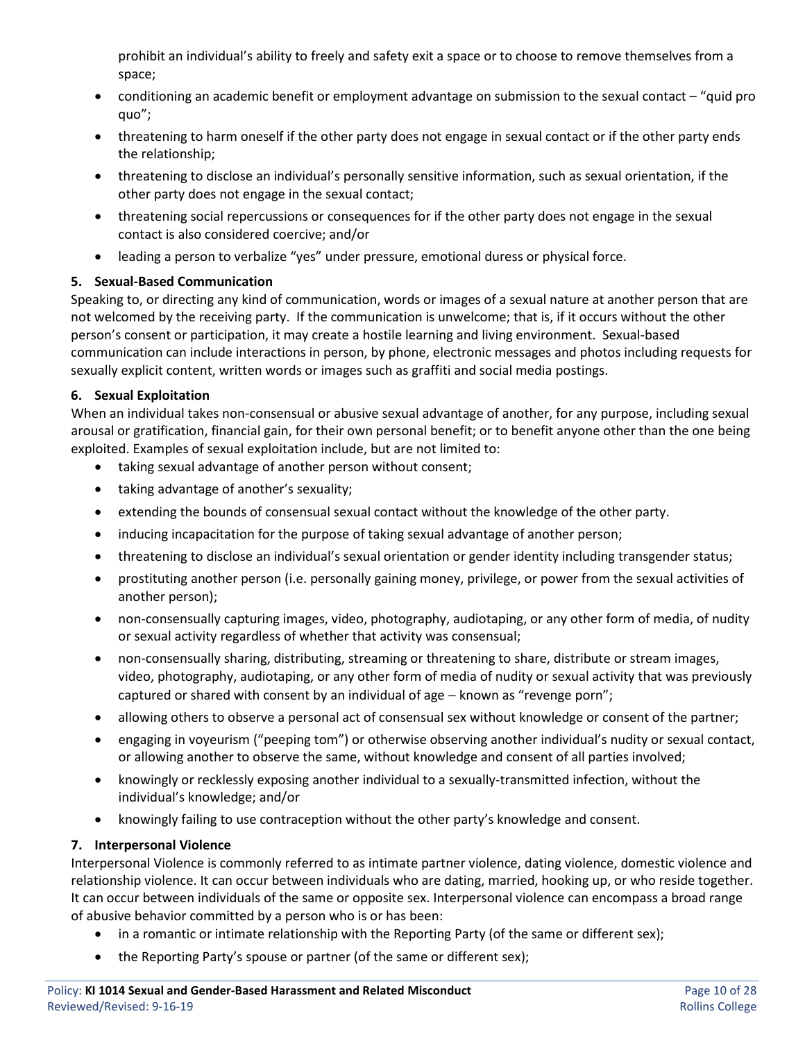prohibit an individual's ability to freely and safety exit a space or to choose to remove themselves from a space;

- conditioning an academic benefit or employment advantage on submission to the sexual contact – "quid pro quo";
- threatening to harm oneself if the other party does not engage in sexual contact or if the other party ends the relationship;
- threatening to disclose an individual's personally sensitive information, such as sexual orientation, if the other party does not engage in the sexual contact;
- threatening social repercussions or consequences for if the other party does not engage in the sexual contact is also considered coercive; and/or
- leading a person to verbalize "yes" under pressure, emotional duress or physical force.

**5. Sexual-Based Communication**

Speaking to, or directing any kind of communication, words or images of a sexual nature at another person that are not welcomed by the receiving party. If the communication is unwelcome; that is, if it occurs without the other person's consent or participation, it may create a hostile learning and living environment. Sexual-based communication can include interactions in person, by phone, electronic messages and photos including requests for sexually explicit content, written words or images such as graffiti and social media postings.

**6. Sexual Exploitation**

When an individual takes non-consensual or abusive sexual advantage of another, for any purpose, including sexual arousal or gratification, financial gain, for their own personal benefit; or to benefit anyone other than the one being exploited. Examples of sexual exploitation include, but are not limited to:

- taking sexual advantage of another person without consent;
- taking advantage of another's sexuality;
- extending the bounds of consensual sexual contact without the knowledge of the other party.
- inducing incapacitation for the purpose of taking sexual advantage of another person;
- threatening to disclose an individual's sexual orientation or gender identity including transgender status;
- prostituting another person (i.e. personally gaining money, privilege, or power from the sexual activities of another person);
- non-consensually capturing images, video, photography, audiotaping, or any other form of media, of nudity or sexual activity regardless of whether that activity was consensual;
- non-consensually sharing, distributing, streaming or threatening to share, distribute or stream images, video, photography, audiotaping, or any other form of media of nudity or sexual activity that was previously captured or shared with consent by an individual of age – known as "revenge porn";
- allowing others to observe a personal act of consensual sex without knowledge or consent of the partner;
- engaging in voyeurism ("peeping tom") or otherwise observing another individual's nudity or sexual contact, or allowing another to observe the same, without knowledge and consent of all parties involved;
- knowingly or recklessly exposing another individual to a sexually-transmitted infection, without the individual's knowledge; and/or
- knowingly failing to use contraception without the other party's knowledge and consent.

**7. Interpersonal Violence**

Interpersonal Violence is commonly referred to as intimate partner violence, dating violence, domestic violence and relationship violence. It can occur between individuals who are dating, married, hooking up, or who reside together. It can occur between individuals of the same or opposite sex. Interpersonal violence can encompass a broad range of abusive behavior committed by a person who is or has been:

- in a romantic or intimate relationship with the Reporting Party (of the same or different sex);
- the Reporting Party's spouse or partner (of the same or different sex);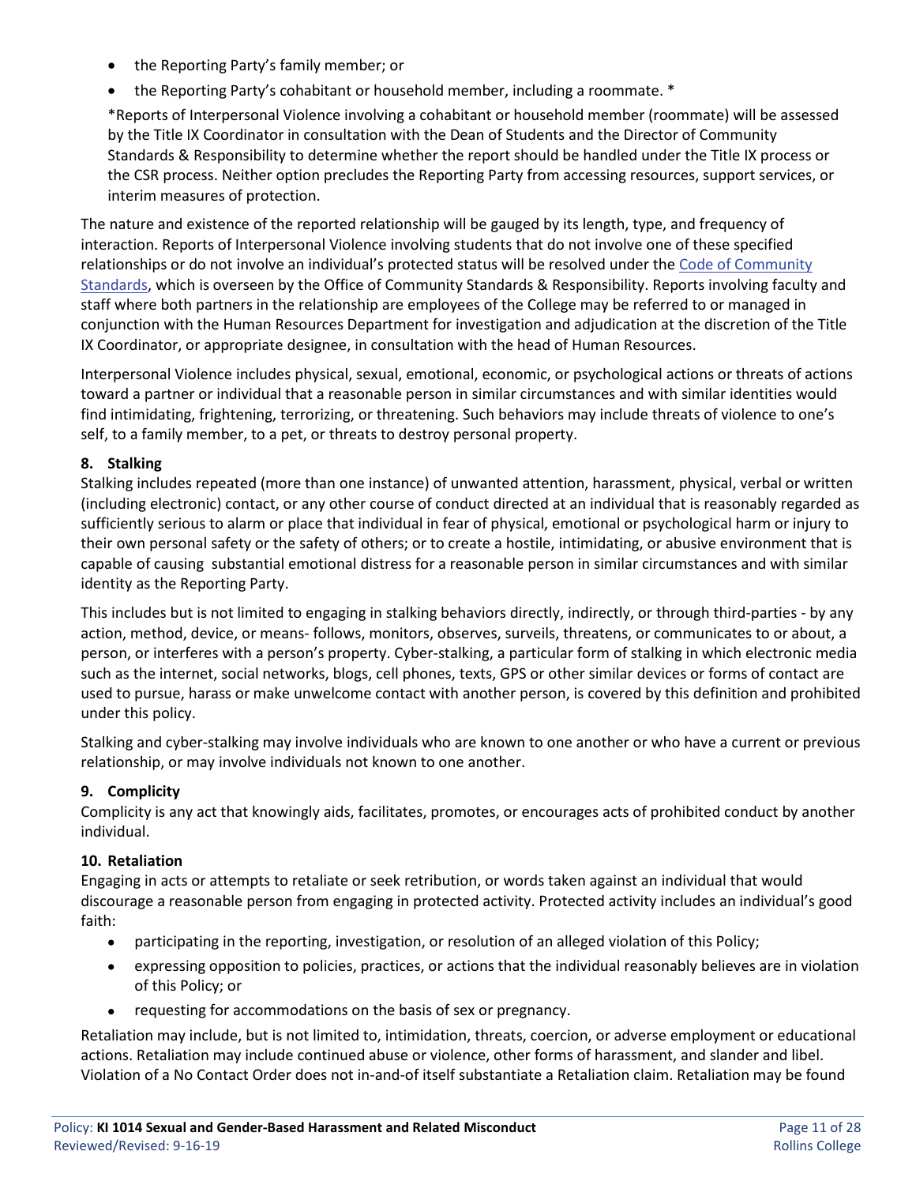- the Reporting Party's family member; or
- the Reporting Party's cohabitant or household member, including a roommate. *

  *Reports of Interpersonal Violence involving a cohabitant or household member (roommate) will be assessed by the Title IX Coordinator in consultation with the Dean of Students and the Director of Community Standards & Responsibility to determine whether the report should be handled under the Title IX process or the CSR process. Neither option precludes the Reporting Party from accessing resources, support services, or interim measures of protection.

The nature and existence of the reported relationship will be gauged by its length, type, and frequency of interaction. Reports of Interpersonal Violence involving students that do not involve one of these specified relationships or do not involve an individual's protected status will be resolved under the Code of Community Standards, which is overseen by the Office of Community Standards & Responsibility. Reports involving faculty and staff where both partners in the relationship are employees of the College may be referred to or managed in conjunction with the Human Resources Department for investigation and adjudication at the discretion of the Title IX Coordinator, or appropriate designee, in consultation with the head of Human Resources.

Interpersonal Violence includes physical, sexual, emotional, economic, or psychological actions or threats of actions toward a partner or individual that a reasonable person in similar circumstances and with similar identities would find intimidating, frightening, terrorizing, or threatening. Such behaviors may include threats of violence to one's self, to a family member, to a pet, or threats to destroy personal property.

**8. Stalking**

Stalking includes repeated (more than one instance) of unwanted attention, harassment, physical, verbal or written (including electronic) contact, or any other course of conduct directed at an individual that is reasonably regarded as sufficiently serious to alarm or place that individual in fear of physical, emotional or psychological harm or injury to their own personal safety or the safety of others; or to create a hostile, intimidating, or abusive environment that is capable of causing substantial emotional distress for a reasonable person in similar circumstances and with similar identity as the Reporting Party.

This includes but is not limited to engaging in stalking behaviors directly, indirectly, or through third-parties - by any action, method, device, or means- follows, monitors, observes, surveils, threatens, or communicates to or about, a person, or interferes with a person's property. Cyber-stalking, a particular form of stalking in which electronic media such as the internet, social networks, blogs, cell phones, texts, GPS or other similar devices or forms of contact are used to pursue, harass or make unwelcome contact with another person, is covered by this definition and prohibited under this policy.

Stalking and cyber-stalking may involve individuals who are known to one another or who have a current or previous relationship, or may involve individuals not known to one another.

**9. Complicity**

Complicity is any act that knowingly aids, facilitates, promotes, or encourages acts of prohibited conduct by another individual.

**10. Retaliation**

Engaging in acts or attempts to retaliate or seek retribution, or words taken against an individual that would discourage a reasonable person from engaging in protected activity. Protected activity includes an individual's good faith:

- participating in the reporting, investigation, or resolution of an alleged violation of this Policy;
- expressing opposition to policies, practices, or actions that the individual reasonably believes are in violation of this Policy; or
- requesting for accommodations on the basis of sex or pregnancy.

Retaliation may include, but is not limited to, intimidation, threats, coercion, or adverse employment or educational actions. Retaliation may include continued abuse or violence, other forms of harassment, and slander and libel. Violation of a No Contact Order does not in-and-of itself substantiate a Retaliation claim. Retaliation may be found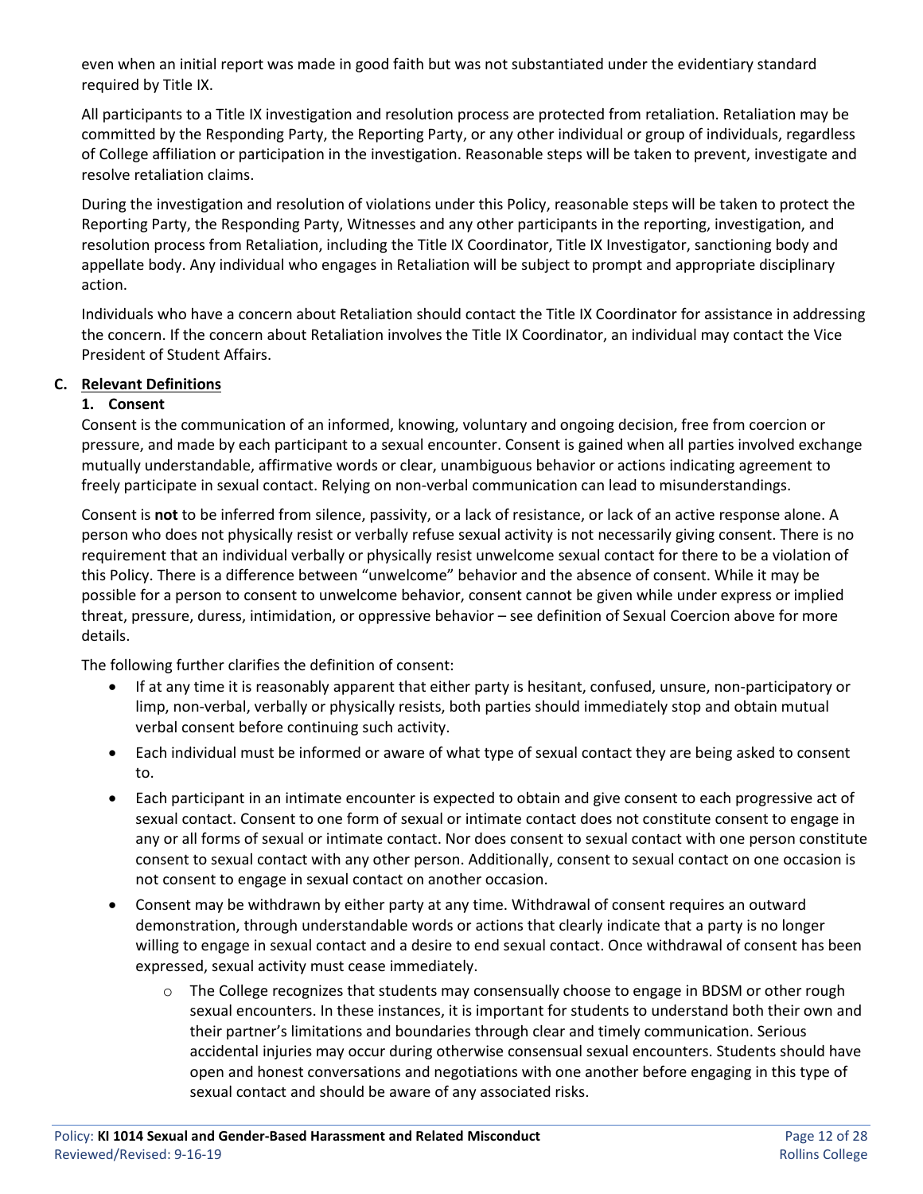even when an initial report was made in good faith but was not substantiated under the evidentiary standard required by Title IX.

All participants to a Title IX investigation and resolution process are protected from retaliation. Retaliation may be committed by the Responding Party, the Reporting Party, or any other individual or group of individuals, regardless of College affiliation or participation in the investigation. Reasonable steps will be taken to prevent, investigate and resolve retaliation claims.

During the investigation and resolution of violations under this Policy, reasonable steps will be taken to protect the Reporting Party, the Responding Party, Witnesses and any other participants in the reporting, investigation, and resolution process from Retaliation, including the Title IX Coordinator, Title IX Investigator, sanctioning body and appellate body. Any individual who engages in Retaliation will be subject to prompt and appropriate disciplinary action.

Individuals who have a concern about Retaliation should contact the Title IX Coordinator for assistance in addressing the concern. If the concern about Retaliation involves the Title IX Coordinator, an individual may contact the Vice President of Student Affairs.

## C. Relevant Definitions

### 1. Consent

Consent is the communication of an informed, knowing, voluntary and ongoing decision, free from coercion or pressure, and made by each participant to a sexual encounter. Consent is gained when all parties involved exchange mutually understandable, affirmative words or clear, unambiguous behavior or actions indicating agreement to freely participate in sexual contact. Relying on non-verbal communication can lead to misunderstandings.

Consent is **not** to be inferred from silence, passivity, or a lack of resistance, or lack of an active response alone. A person who does not physically resist or verbally refuse sexual activity is not necessarily giving consent. There is no requirement that an individual verbally or physically resist unwelcome sexual contact for there to be a violation of this Policy. There is a difference between "unwelcome" behavior and the absence of consent. While it may be possible for a person to consent to unwelcome behavior, consent cannot be given while under express or implied threat, pressure, duress, intimidation, or oppressive behavior – see definition of Sexual Coercion above for more details.

The following further clarifies the definition of consent:

- If at any time it is reasonably apparent that either party is hesitant, confused, unsure, non-participatory or limp, non-verbal, verbally or physically resists, both parties should immediately stop and obtain mutual verbal consent before continuing such activity.
- Each individual must be informed or aware of what type of sexual contact they are being asked to consent to.
- Each participant in an intimate encounter is expected to obtain and give consent to each progressive act of sexual contact. Consent to one form of sexual or intimate contact does not constitute consent to engage in any or all forms of sexual or intimate contact. Nor does consent to sexual contact with one person constitute consent to sexual contact with any other person. Additionally, consent to sexual contact on one occasion is not consent to engage in sexual contact on another occasion.
- Consent may be withdrawn by either party at any time. Withdrawal of consent requires an outward demonstration, through understandable words or actions that clearly indicate that a party is no longer willing to engage in sexual contact and a desire to end sexual contact. Once withdrawal of consent has been expressed, sexual activity must cease immediately.
    - The College recognizes that students may consensually choose to engage in BDSM or other rough sexual encounters. In these instances, it is important for students to understand both their own and their partner's limitations and boundaries through clear and timely communication. Serious accidental injuries may occur during otherwise consensual sexual encounters. Students should have open and honest conversations and negotiations with one another before engaging in this type of sexual contact and should be aware of any associated risks.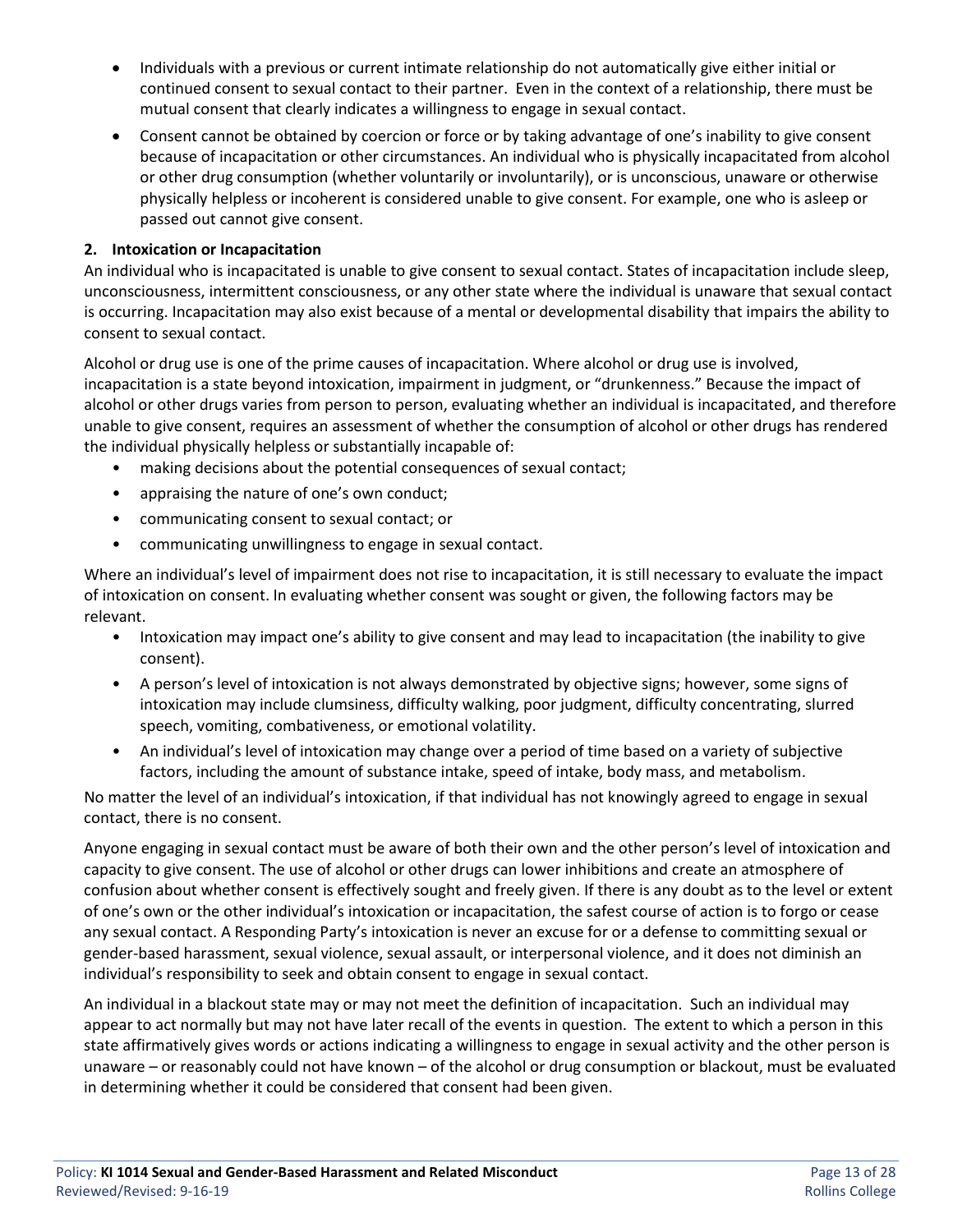- Individuals with a previous or current intimate relationship do not automatically give either initial or continued consent to sexual contact to their partner. Even in the context of a relationship, there must be mutual consent that clearly indicates a willingness to engage in sexual contact.
- Consent cannot be obtained by coercion or force or by taking advantage of one's inability to give consent because of incapacitation or other circumstances. An individual who is physically incapacitated from alcohol or other drug consumption (whether voluntarily or involuntarily), or is unconscious, unaware or otherwise physically helpless or incoherent is considered unable to give consent. For example, one who is asleep or passed out cannot give consent.

**2. Intoxication or Incapacitation**

An individual who is incapacitated is unable to give consent to sexual contact. States of incapacitation include sleep, unconsciousness, intermittent consciousness, or any other state where the individual is unaware that sexual contact is occurring. Incapacitation may also exist because of a mental or developmental disability that impairs the ability to consent to sexual contact.

Alcohol or drug use is one of the prime causes of incapacitation. Where alcohol or drug use is involved, incapacitation is a state beyond intoxication, impairment in judgment, or "drunkenness." Because the impact of alcohol or other drugs varies from person to person, evaluating whether an individual is incapacitated, and therefore unable to give consent, requires an assessment of whether the consumption of alcohol or other drugs has rendered the individual physically helpless or substantially incapable of:

- making decisions about the potential consequences of sexual contact;
- appraising the nature of one's own conduct;
- communicating consent to sexual contact; or
- communicating unwillingness to engage in sexual contact.

Where an individual's level of impairment does not rise to incapacitation, it is still necessary to evaluate the impact of intoxication on consent. In evaluating whether consent was sought or given, the following factors may be relevant.

- Intoxication may impact one's ability to give consent and may lead to incapacitation (the inability to give consent).
- A person's level of intoxication is not always demonstrated by objective signs; however, some signs of intoxication may include clumsiness, difficulty walking, poor judgment, difficulty concentrating, slurred speech, vomiting, combativeness, or emotional volatility.
- An individual's level of intoxication may change over a period of time based on a variety of subjective factors, including the amount of substance intake, speed of intake, body mass, and metabolism.

No matter the level of an individual's intoxication, if that individual has not knowingly agreed to engage in sexual contact, there is no consent.

Anyone engaging in sexual contact must be aware of both their own and the other person's level of intoxication and capacity to give consent. The use of alcohol or other drugs can lower inhibitions and create an atmosphere of confusion about whether consent is effectively sought and freely given. If there is any doubt as to the level or extent of one's own or the other individual's intoxication or incapacitation, the safest course of action is to forgo or cease any sexual contact. A Responding Party's intoxication is never an excuse for or a defense to committing sexual or gender-based harassment, sexual violence, sexual assault, or interpersonal violence, and it does not diminish an individual's responsibility to seek and obtain consent to engage in sexual contact.

An individual in a blackout state may or may not meet the definition of incapacitation. Such an individual may appear to act normally but may not have later recall of the events in question. The extent to which a person in this state affirmatively gives words or actions indicating a willingness to engage in sexual activity and the other person is unaware – or reasonably could not have known – of the alcohol or drug consumption or blackout, must be evaluated in determining whether it could be considered that consent had been given.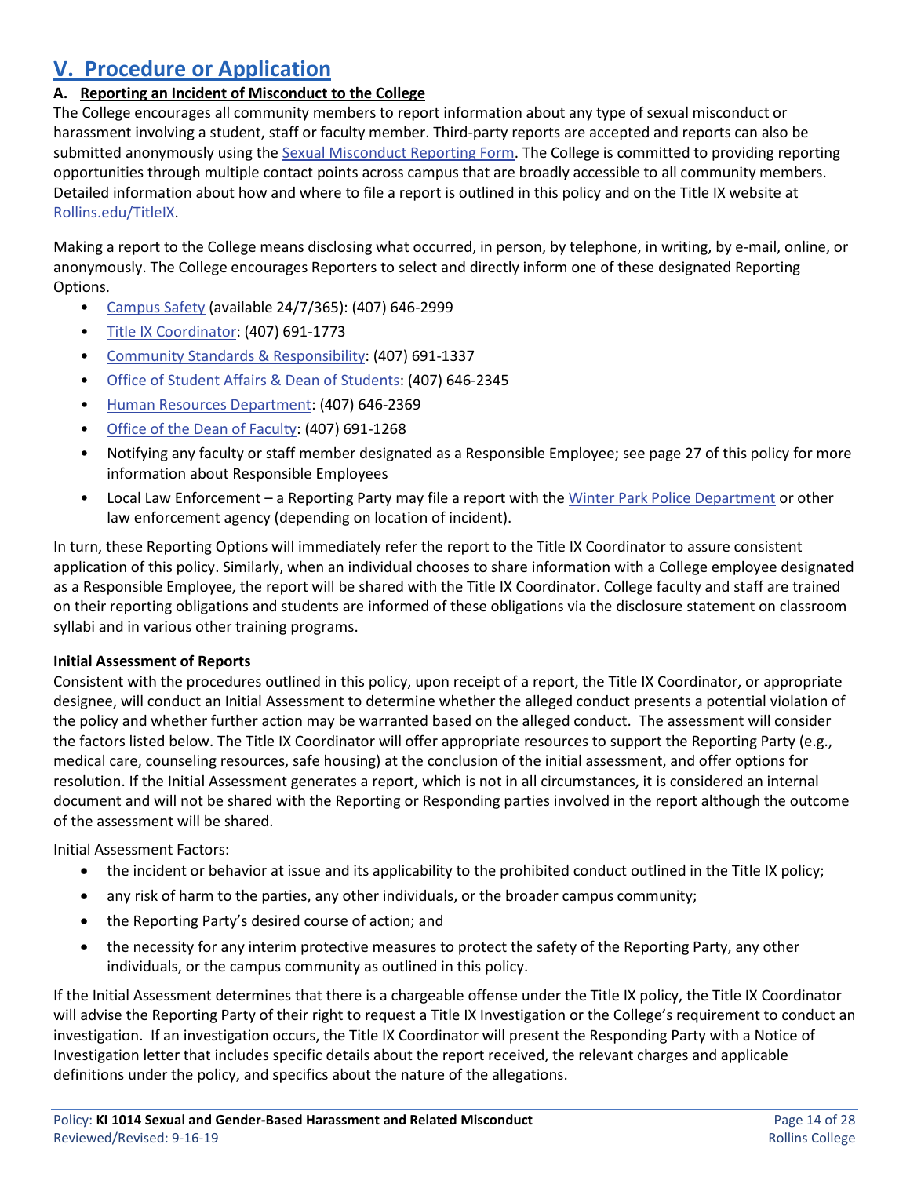## V. Procedure or Application

### A. Reporting an Incident of Misconduct to the College

The College encourages all community members to report information about any type of sexual misconduct or harassment involving a student, staff or faculty member. Third-party reports are accepted and reports can also be submitted anonymously using the Sexual Misconduct Reporting Form. The College is committed to providing reporting opportunities through multiple contact points across campus that are broadly accessible to all community members. Detailed information about how and where to file a report is outlined in this policy and on the Title IX website at Rollins.edu/TitleIX.

Making a report to the College means disclosing what occurred, in person, by telephone, in writing, by e-mail, online, or anonymously. The College encourages Reporters to select and directly inform one of these designated Reporting Options.

- Campus Safety (available 24/7/365): (407) 646-2999
- Title IX Coordinator: (407) 691-1773
- Community Standards & Responsibility: (407) 691-1337
- Office of Student Affairs & Dean of Students: (407) 646-2345
- Human Resources Department: (407) 646-2369
- Office of the Dean of Faculty: (407) 691-1268
- Notifying any faculty or staff member designated as a Responsible Employee; see page 27 of this policy for more information about Responsible Employees
- Local Law Enforcement – a Reporting Party may file a report with the Winter Park Police Department or other law enforcement agency (depending on location of incident).

In turn, these Reporting Options will immediately refer the report to the Title IX Coordinator to assure consistent application of this policy. Similarly, when an individual chooses to share information with a College employee designated as a Responsible Employee, the report will be shared with the Title IX Coordinator. College faculty and staff are trained on their reporting obligations and students are informed of these obligations via the disclosure statement on classroom syllabi and in various other training programs.

**Initial Assessment of Reports**

Consistent with the procedures outlined in this policy, upon receipt of a report, the Title IX Coordinator, or appropriate designee, will conduct an Initial Assessment to determine whether the alleged conduct presents a potential violation of the policy and whether further action may be warranted based on the alleged conduct. The assessment will consider the factors listed below. The Title IX Coordinator will offer appropriate resources to support the Reporting Party (e.g., medical care, counseling resources, safe housing) at the conclusion of the initial assessment, and offer options for resolution. If the Initial Assessment generates a report, which is not in all circumstances, it is considered an internal document and will not be shared with the Reporting or Responding parties involved in the report although the outcome of the assessment will be shared.

Initial Assessment Factors:

- the incident or behavior at issue and its applicability to the prohibited conduct outlined in the Title IX policy;
- any risk of harm to the parties, any other individuals, or the broader campus community;
- the Reporting Party's desired course of action; and
- the necessity for any interim protective measures to protect the safety of the Reporting Party, any other individuals, or the campus community as outlined in this policy.

If the Initial Assessment determines that there is a chargeable offense under the Title IX policy, the Title IX Coordinator will advise the Reporting Party of their right to request a Title IX Investigation or the College's requirement to conduct an investigation. If an investigation occurs, the Title IX Coordinator will present the Responding Party with a Notice of Investigation letter that includes specific details about the report received, the relevant charges and applicable definitions under the policy, and specifics about the nature of the allegations.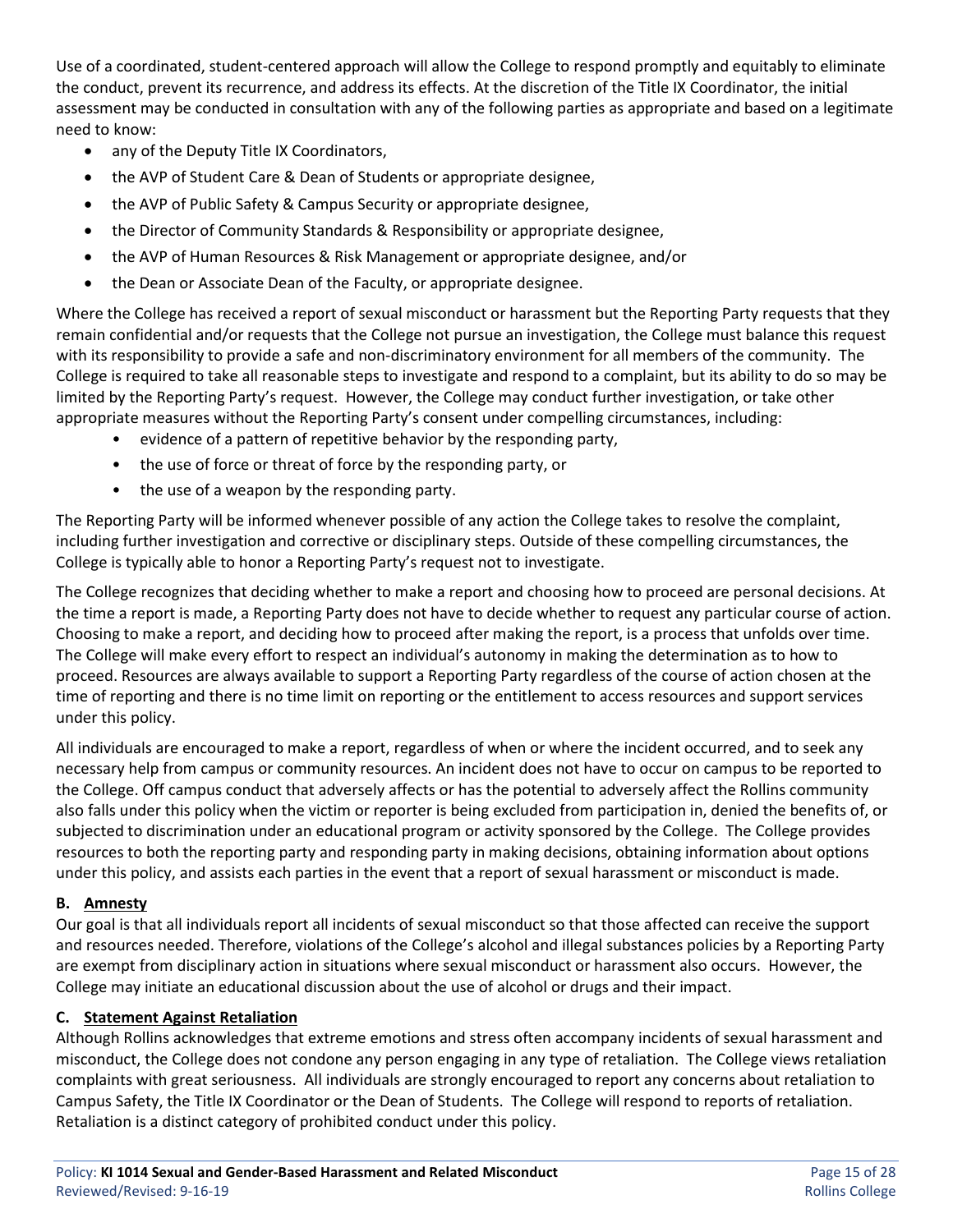Use of a coordinated, student-centered approach will allow the College to respond promptly and equitably to eliminate the conduct, prevent its recurrence, and address its effects. At the discretion of the Title IX Coordinator, the initial assessment may be conducted in consultation with any of the following parties as appropriate and based on a legitimate need to know:

- any of the Deputy Title IX Coordinators,
- the AVP of Student Care & Dean of Students or appropriate designee,
- the AVP of Public Safety & Campus Security or appropriate designee,
- the Director of Community Standards & Responsibility or appropriate designee,
- the AVP of Human Resources & Risk Management or appropriate designee, and/or
- the Dean or Associate Dean of the Faculty, or appropriate designee.

Where the College has received a report of sexual misconduct or harassment but the Reporting Party requests that they remain confidential and/or requests that the College not pursue an investigation, the College must balance this request with its responsibility to provide a safe and non-discriminatory environment for all members of the community. The College is required to take all reasonable steps to investigate and respond to a complaint, but its ability to do so may be limited by the Reporting Party's request. However, the College may conduct further investigation, or take other appropriate measures without the Reporting Party's consent under compelling circumstances, including:

- evidence of a pattern of repetitive behavior by the responding party,
- the use of force or threat of force by the responding party, or
- the use of a weapon by the responding party.

The Reporting Party will be informed whenever possible of any action the College takes to resolve the complaint, including further investigation and corrective or disciplinary steps. Outside of these compelling circumstances, the College is typically able to honor a Reporting Party's request not to investigate.

The College recognizes that deciding whether to make a report and choosing how to proceed are personal decisions. At the time a report is made, a Reporting Party does not have to decide whether to request any particular course of action. Choosing to make a report, and deciding how to proceed after making the report, is a process that unfolds over time. The College will make every effort to respect an individual's autonomy in making the determination as to how to proceed. Resources are always available to support a Reporting Party regardless of the course of action chosen at the time of reporting and there is no time limit on reporting or the entitlement to access resources and support services under this policy.

All individuals are encouraged to make a report, regardless of when or where the incident occurred, and to seek any necessary help from campus or community resources. An incident does not have to occur on campus to be reported to the College. Off campus conduct that adversely affects or has the potential to adversely affect the Rollins community also falls under this policy when the victim or reporter is being excluded from participation in, denied the benefits of, or subjected to discrimination under an educational program or activity sponsored by the College. The College provides resources to both the reporting party and responding party in making decisions, obtaining information about options under this policy, and assists each parties in the event that a report of sexual harassment or misconduct is made.

**B. <u>Amnesty</u>**

Our goal is that all individuals report all incidents of sexual misconduct so that those affected can receive the support and resources needed. Therefore, violations of the College's alcohol and illegal substances policies by a Reporting Party are exempt from disciplinary action in situations where sexual misconduct or harassment also occurs. However, the College may initiate an educational discussion about the use of alcohol or drugs and their impact.

**C. <u>Statement Against Retaliation</u>**

Although Rollins acknowledges that extreme emotions and stress often accompany incidents of sexual harassment and misconduct, the College does not condone any person engaging in any type of retaliation. The College views retaliation complaints with great seriousness. All individuals are strongly encouraged to report any concerns about retaliation to Campus Safety, the Title IX Coordinator or the Dean of Students. The College will respond to reports of retaliation. Retaliation is a distinct category of prohibited conduct under this policy.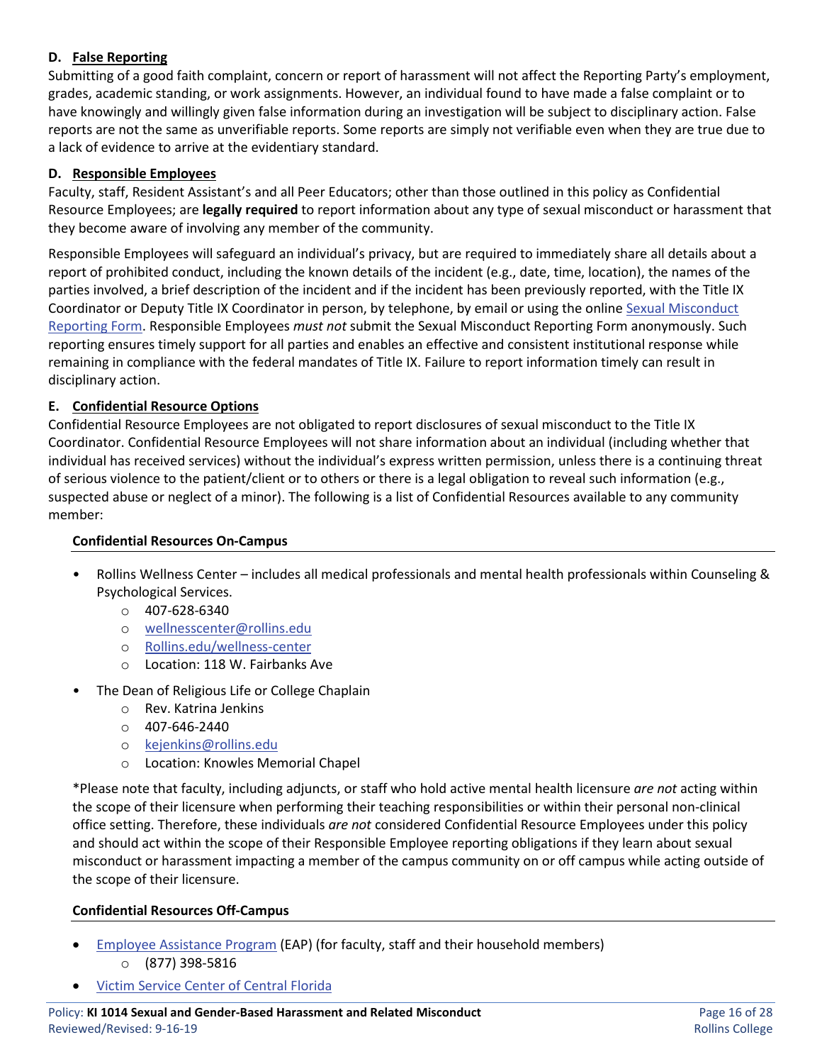### D. False Reporting

Submitting of a good faith complaint, concern or report of harassment will not affect the Reporting Party's employment, grades, academic standing, or work assignments. However, an individual found to have made a false complaint or to have knowingly and willingly given false information during an investigation will be subject to disciplinary action. False reports are not the same as unverifiable reports. Some reports are simply not verifiable even when they are true due to a lack of evidence to arrive at the evidentiary standard.

### D. Responsible Employees

Faculty, staff, Resident Assistant's and all Peer Educators; other than those outlined in this policy as Confidential Resource Employees; are **legally required** to report information about any type of sexual misconduct or harassment that they become aware of involving any member of the community.

Responsible Employees will safeguard an individual's privacy, but are required to immediately share all details about a report of prohibited conduct, including the known details of the incident (e.g., date, time, location), the names of the parties involved, a brief description of the incident and if the incident has been previously reported, with the Title IX Coordinator or Deputy Title IX Coordinator in person, by telephone, by email or using the online Sexual Misconduct Reporting Form. Responsible Employees *must not* submit the Sexual Misconduct Reporting Form anonymously. Such reporting ensures timely support for all parties and enables an effective and consistent institutional response while remaining in compliance with the federal mandates of Title IX. Failure to report information timely can result in disciplinary action.

### E. Confidential Resource Options

Confidential Resource Employees are not obligated to report disclosures of sexual misconduct to the Title IX Coordinator. Confidential Resource Employees will not share information about an individual (including whether that individual has received services) without the individual's express written permission, unless there is a continuing threat of serious violence to the patient/client or to others or there is a legal obligation to reveal such information (e.g., suspected abuse or neglect of a minor). The following is a list of Confidential Resources available to any community member:

**Confidential Resources On-Campus**

- Rollins Wellness Center – includes all medical professionals and mental health professionals within Counseling & Psychological Services.
  - 407-628-6340
  - wellnesscenter@rollins.edu
  - Rollins.edu/wellness-center
  - Location: 118 W. Fairbanks Ave
- The Dean of Religious Life or College Chaplain
  - Rev. Katrina Jenkins
  - 407-646-2440
  - kejenkins@rollins.edu
  - Location: Knowles Memorial Chapel

*Please note that faculty, including adjuncts, or staff who hold active mental health licensure *are not* acting within the scope of their licensure when performing their teaching responsibilities or within their personal non-clinical office setting. Therefore, these individuals *are not* considered Confidential Resource Employees under this policy and should act within the scope of their Responsible Employee reporting obligations if they learn about sexual misconduct or harassment impacting a member of the campus community on or off campus while acting outside of the scope of their licensure.

**Confidential Resources Off-Campus**

- Employee Assistance Program (EAP) (for faculty, staff and their household members)
  - (877) 398-5816
- Victim Service Center of Central Florida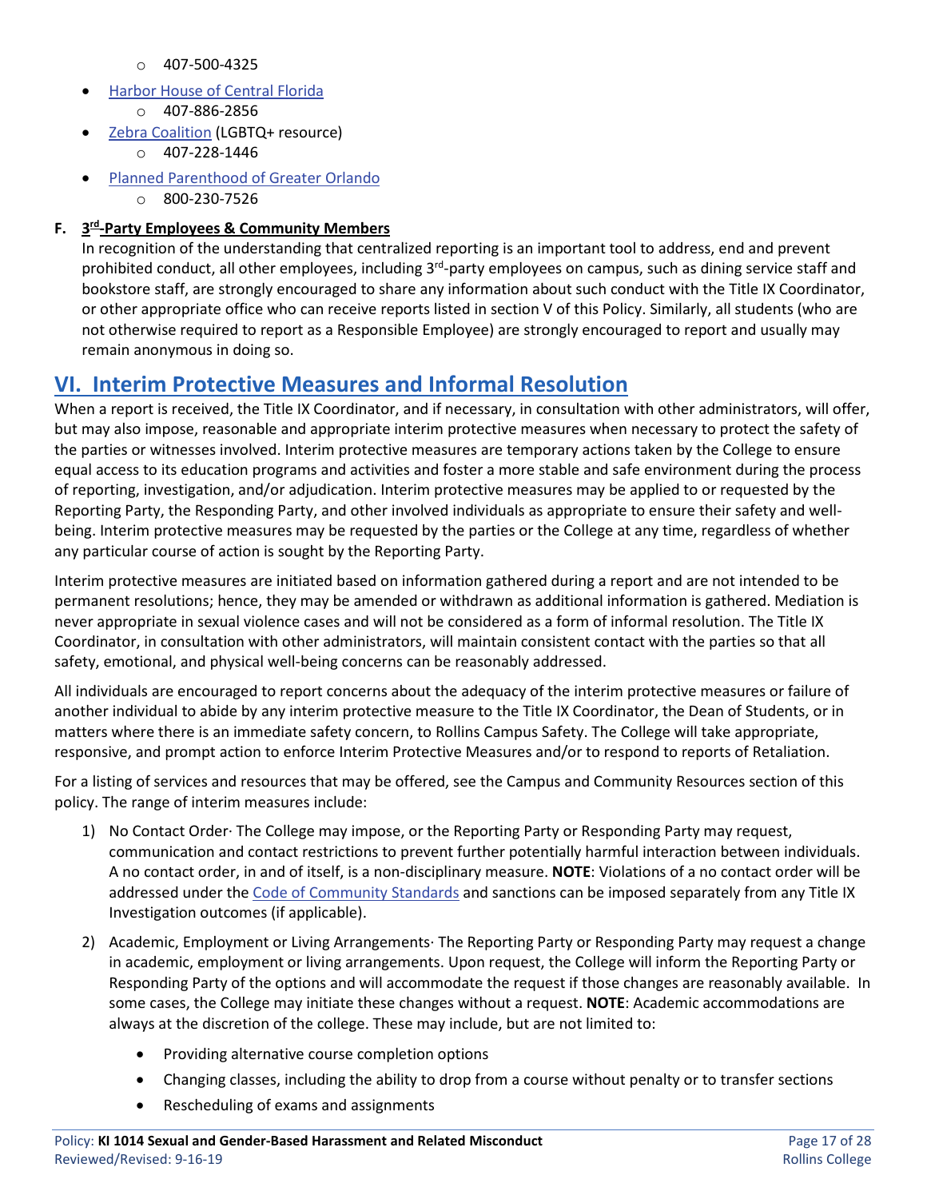- 407-500-4325

- Harbor House of Central Florida
  - 407-886-2856
- Zebra Coalition (LGBTQ+ resource)
  - 407-228-1446
- Planned Parenthood of Greater Orlando
  - 800-230-7526

**F. 3rd-Party Employees & Community Members**

In recognition of the understanding that centralized reporting is an important tool to address, end and prevent prohibited conduct, all other employees, including 3rd-party employees on campus, such as dining service staff and bookstore staff, are strongly encouraged to share any information about such conduct with the Title IX Coordinator, or other appropriate office who can receive reports listed in section V of this Policy. Similarly, all students (who are not otherwise required to report as a Responsible Employee) are strongly encouraged to report and usually may remain anonymous in doing so.

## VI. Interim Protective Measures and Informal Resolution

When a report is received, the Title IX Coordinator, and if necessary, in consultation with other administrators, will offer, but may also impose, reasonable and appropriate interim protective measures when necessary to protect the safety of the parties or witnesses involved. Interim protective measures are temporary actions taken by the College to ensure equal access to its education programs and activities and foster a more stable and safe environment during the process of reporting, investigation, and/or adjudication. Interim protective measures may be applied to or requested by the Reporting Party, the Responding Party, and other involved individuals as appropriate to ensure their safety and well-being. Interim protective measures may be requested by the parties or the College at any time, regardless of whether any particular course of action is sought by the Reporting Party.

Interim protective measures are initiated based on information gathered during a report and are not intended to be permanent resolutions; hence, they may be amended or withdrawn as additional information is gathered. Mediation is never appropriate in sexual violence cases and will not be considered as a form of informal resolution. The Title IX Coordinator, in consultation with other administrators, will maintain consistent contact with the parties so that all safety, emotional, and physical well-being concerns can be reasonably addressed.

All individuals are encouraged to report concerns about the adequacy of the interim protective measures or failure of another individual to abide by any interim protective measure to the Title IX Coordinator, the Dean of Students, or in matters where there is an immediate safety concern, to Rollins Campus Safety. The College will take appropriate, responsive, and prompt action to enforce Interim Protective Measures and/or to respond to reports of Retaliation.

For a listing of services and resources that may be offered, see the Campus and Community Resources section of this policy. The range of interim measures include:

1) No Contact Order· The College may impose, or the Reporting Party or Responding Party may request, communication and contact restrictions to prevent further potentially harmful interaction between individuals. A no contact order, in and of itself, is a non-disciplinary measure. **NOTE**: Violations of a no contact order will be addressed under the Code of Community Standards and sanctions can be imposed separately from any Title IX Investigation outcomes (if applicable).

2) Academic, Employment or Living Arrangements· The Reporting Party or Responding Party may request a change in academic, employment or living arrangements. Upon request, the College will inform the Reporting Party or Responding Party of the options and will accommodate the request if those changes are reasonably available. In some cases, the College may initiate these changes without a request. **NOTE**: Academic accommodations are always at the discretion of the college. These may include, but are not limited to:

   - Providing alternative course completion options
   - Changing classes, including the ability to drop from a course without penalty or to transfer sections
   - Rescheduling of exams and assignments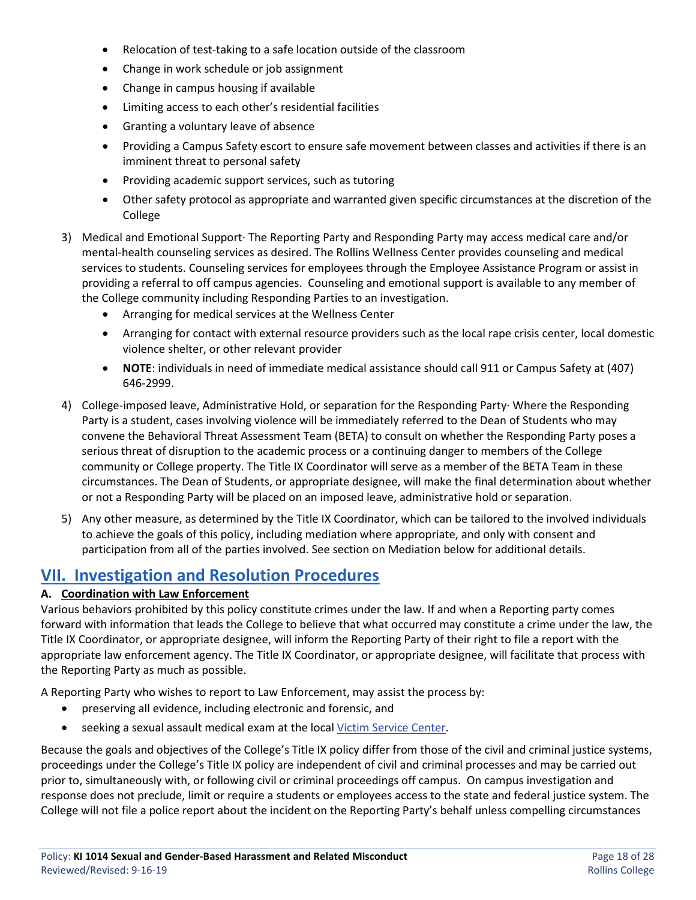- Relocation of test-taking to a safe location outside of the classroom
- Change in work schedule or job assignment
- Change in campus housing if available
- Limiting access to each other's residential facilities
- Granting a voluntary leave of absence
- Providing a Campus Safety escort to ensure safe movement between classes and activities if there is an imminent threat to personal safety
- Providing academic support services, such as tutoring
- Other safety protocol as appropriate and warranted given specific circumstances at the discretion of the College

3) Medical and Emotional Support· The Reporting Party and Responding Party may access medical care and/or mental-health counseling services as desired. The Rollins Wellness Center provides counseling and medical services to students. Counseling services for employees through the Employee Assistance Program or assist in providing a referral to off campus agencies. Counseling and emotional support is available to any member of the College community including Responding Parties to an investigation.
   - Arranging for medical services at the Wellness Center
   - Arranging for contact with external resource providers such as the local rape crisis center, local domestic violence shelter, or other relevant provider
   - **NOTE**: individuals in need of immediate medical assistance should call 911 or Campus Safety at (407) 646-2999.

4) College-imposed leave, Administrative Hold, or separation for the Responding Party· Where the Responding Party is a student, cases involving violence will be immediately referred to the Dean of Students who may convene the Behavioral Threat Assessment Team (BETA) to consult on whether the Responding Party poses a serious threat of disruption to the academic process or a continuing danger to members of the College community or College property. The Title IX Coordinator will serve as a member of the BETA Team in these circumstances. The Dean of Students, or appropriate designee, will make the final determination about whether or not a Responding Party will be placed on an imposed leave, administrative hold or separation.

5) Any other measure, as determined by the Title IX Coordinator, which can be tailored to the involved individuals to achieve the goals of this policy, including mediation where appropriate, and only with consent and participation from all of the parties involved. See section on Mediation below for additional details.

## VII. Investigation and Resolution Procedures

### A. Coordination with Law Enforcement

Various behaviors prohibited by this policy constitute crimes under the law. If and when a Reporting party comes forward with information that leads the College to believe that what occurred may constitute a crime under the law, the Title IX Coordinator, or appropriate designee, will inform the Reporting Party of their right to file a report with the appropriate law enforcement agency. The Title IX Coordinator, or appropriate designee, will facilitate that process with the Reporting Party as much as possible.

A Reporting Party who wishes to report to Law Enforcement, may assist the process by:

- preserving all evidence, including electronic and forensic, and
- seeking a sexual assault medical exam at the local Victim Service Center.

Because the goals and objectives of the College's Title IX policy differ from those of the civil and criminal justice systems, proceedings under the College's Title IX policy are independent of civil and criminal processes and may be carried out prior to, simultaneously with, or following civil or criminal proceedings off campus. On campus investigation and response does not preclude, limit or require a students or employees access to the state and federal justice system. The College will not file a police report about the incident on the Reporting Party's behalf unless compelling circumstances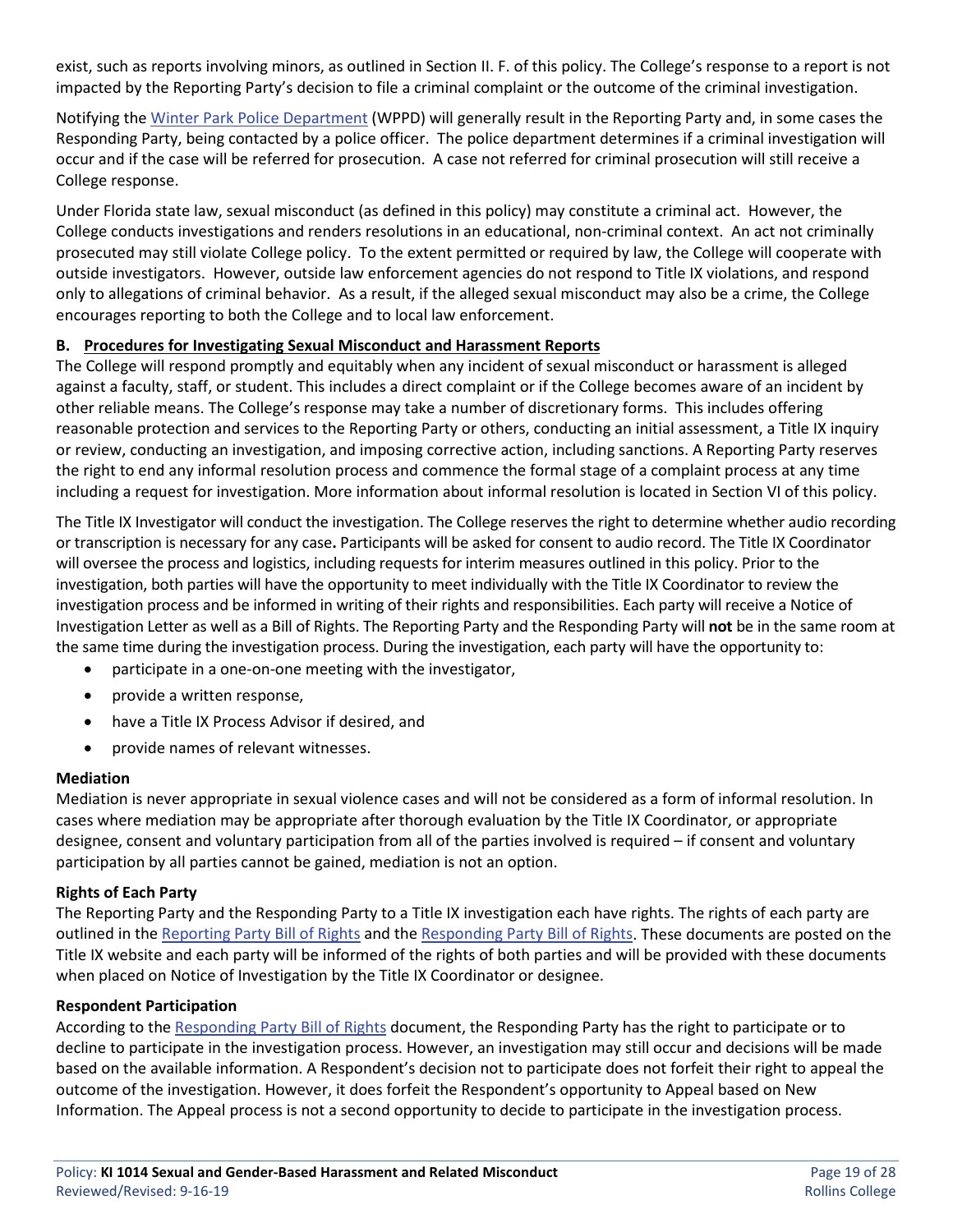exist, such as reports involving minors, as outlined in Section II. F. of this policy. The College's response to a report is not impacted by the Reporting Party's decision to file a criminal complaint or the outcome of the criminal investigation.

Notifying the Winter Park Police Department (WPPD) will generally result in the Reporting Party and, in some cases the Responding Party, being contacted by a police officer. The police department determines if a criminal investigation will occur and if the case will be referred for prosecution. A case not referred for criminal prosecution will still receive a College response.

Under Florida state law, sexual misconduct (as defined in this policy) may constitute a criminal act. However, the College conducts investigations and renders resolutions in an educational, non-criminal context. An act not criminally prosecuted may still violate College policy. To the extent permitted or required by law, the College will cooperate with outside investigators. However, outside law enforcement agencies do not respond to Title IX violations, and respond only to allegations of criminal behavior. As a result, if the alleged sexual misconduct may also be a crime, the College encourages reporting to both the College and to local law enforcement.

### B. Procedures for Investigating Sexual Misconduct and Harassment Reports

The College will respond promptly and equitably when any incident of sexual misconduct or harassment is alleged against a faculty, staff, or student. This includes a direct complaint or if the College becomes aware of an incident by other reliable means. The College's response may take a number of discretionary forms. This includes offering reasonable protection and services to the Reporting Party or others, conducting an initial assessment, a Title IX inquiry or review, conducting an investigation, and imposing corrective action, including sanctions. A Reporting Party reserves the right to end any informal resolution process and commence the formal stage of a complaint process at any time including a request for investigation. More information about informal resolution is located in Section VI of this policy.

The Title IX Investigator will conduct the investigation. The College reserves the right to determine whether audio recording or transcription is necessary for any case**.** Participants will be asked for consent to audio record. The Title IX Coordinator will oversee the process and logistics, including requests for interim measures outlined in this policy. Prior to the investigation, both parties will have the opportunity to meet individually with the Title IX Coordinator to review the investigation process and be informed in writing of their rights and responsibilities. Each party will receive a Notice of Investigation Letter as well as a Bill of Rights. The Reporting Party and the Responding Party will **not** be in the same room at the same time during the investigation process. During the investigation, each party will have the opportunity to:

- participate in a one-on-one meeting with the investigator,
- provide a written response,
- have a Title IX Process Advisor if desired, and
- provide names of relevant witnesses.

#### Mediation

Mediation is never appropriate in sexual violence cases and will not be considered as a form of informal resolution. In cases where mediation may be appropriate after thorough evaluation by the Title IX Coordinator, or appropriate designee, consent and voluntary participation from all of the parties involved is required – if consent and voluntary participation by all parties cannot be gained, mediation is not an option.

#### Rights of Each Party

The Reporting Party and the Responding Party to a Title IX investigation each have rights. The rights of each party are outlined in the Reporting Party Bill of Rights and the Responding Party Bill of Rights. These documents are posted on the Title IX website and each party will be informed of the rights of both parties and will be provided with these documents when placed on Notice of Investigation by the Title IX Coordinator or designee.

#### Respondent Participation

According to the Responding Party Bill of Rights document, the Responding Party has the right to participate or to decline to participate in the investigation process. However, an investigation may still occur and decisions will be made based on the available information. A Respondent's decision not to participate does not forfeit their right to appeal the outcome of the investigation. However, it does forfeit the Respondent's opportunity to Appeal based on New Information. The Appeal process is not a second opportunity to decide to participate in the investigation process.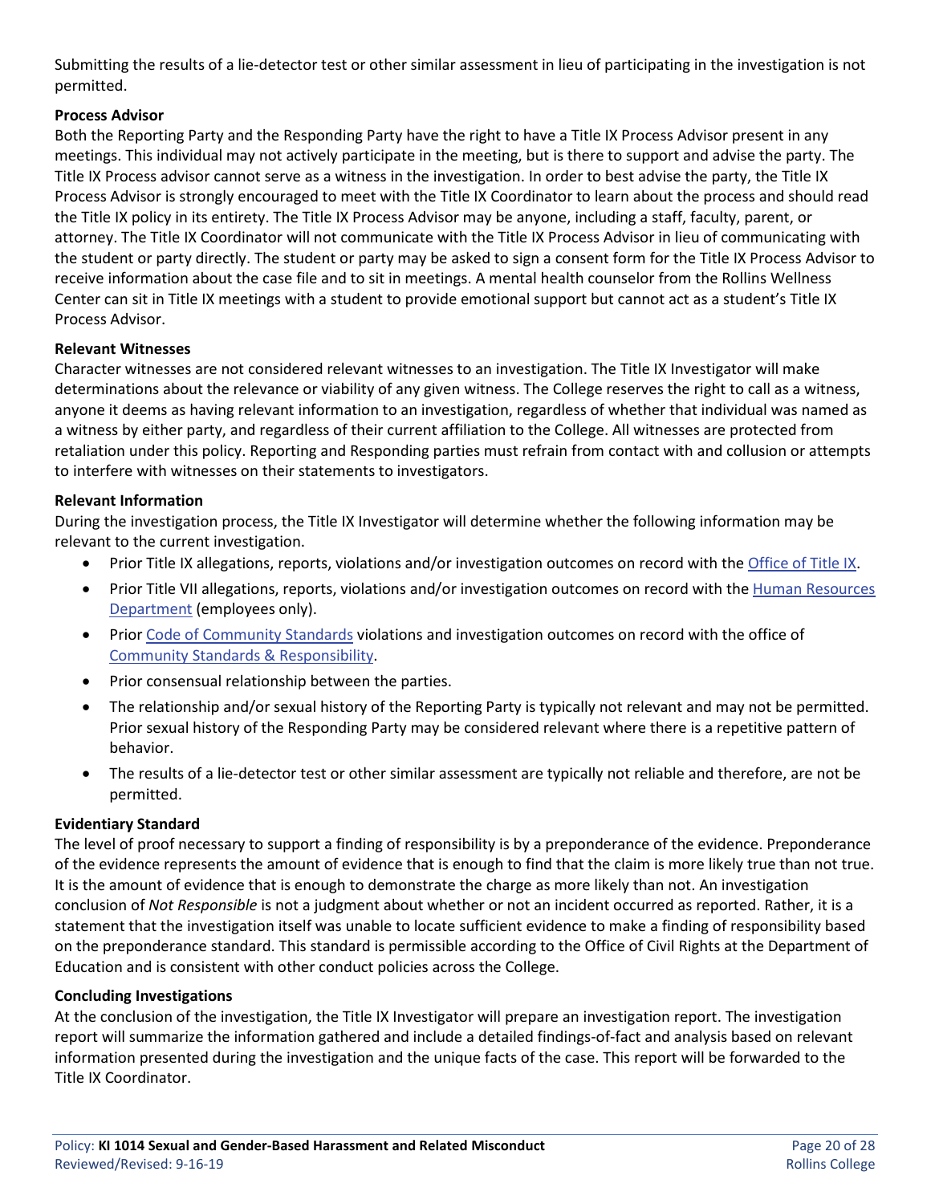Submitting the results of a lie-detector test or other similar assessment in lieu of participating in the investigation is not permitted.

**Process Advisor**

Both the Reporting Party and the Responding Party have the right to have a Title IX Process Advisor present in any meetings. This individual may not actively participate in the meeting, but is there to support and advise the party. The Title IX Process advisor cannot serve as a witness in the investigation. In order to best advise the party, the Title IX Process Advisor is strongly encouraged to meet with the Title IX Coordinator to learn about the process and should read the Title IX policy in its entirety. The Title IX Process Advisor may be anyone, including a staff, faculty, parent, or attorney. The Title IX Coordinator will not communicate with the Title IX Process Advisor in lieu of communicating with the student or party directly. The student or party may be asked to sign a consent form for the Title IX Process Advisor to receive information about the case file and to sit in meetings. A mental health counselor from the Rollins Wellness Center can sit in Title IX meetings with a student to provide emotional support but cannot act as a student's Title IX Process Advisor.

**Relevant Witnesses**

Character witnesses are not considered relevant witnesses to an investigation. The Title IX Investigator will make determinations about the relevance or viability of any given witness. The College reserves the right to call as a witness, anyone it deems as having relevant information to an investigation, regardless of whether that individual was named as a witness by either party, and regardless of their current affiliation to the College. All witnesses are protected from retaliation under this policy. Reporting and Responding parties must refrain from contact with and collusion or attempts to interfere with witnesses on their statements to investigators.

**Relevant Information**

During the investigation process, the Title IX Investigator will determine whether the following information may be relevant to the current investigation.

- Prior Title IX allegations, reports, violations and/or investigation outcomes on record with the Office of Title IX.
- Prior Title VII allegations, reports, violations and/or investigation outcomes on record with the Human Resources Department (employees only).
- Prior Code of Community Standards violations and investigation outcomes on record with the office of Community Standards & Responsibility.
- Prior consensual relationship between the parties.
- The relationship and/or sexual history of the Reporting Party is typically not relevant and may not be permitted. Prior sexual history of the Responding Party may be considered relevant where there is a repetitive pattern of behavior.
- The results of a lie-detector test or other similar assessment are typically not reliable and therefore, are not be permitted.

**Evidentiary Standard**

The level of proof necessary to support a finding of responsibility is by a preponderance of the evidence. Preponderance of the evidence represents the amount of evidence that is enough to find that the claim is more likely true than not true. It is the amount of evidence that is enough to demonstrate the charge as more likely than not. An investigation conclusion of *Not Responsible* is not a judgment about whether or not an incident occurred as reported. Rather, it is a statement that the investigation itself was unable to locate sufficient evidence to make a finding of responsibility based on the preponderance standard. This standard is permissible according to the Office of Civil Rights at the Department of Education and is consistent with other conduct policies across the College.

**Concluding Investigations**

At the conclusion of the investigation, the Title IX Investigator will prepare an investigation report. The investigation report will summarize the information gathered and include a detailed findings-of-fact and analysis based on relevant information presented during the investigation and the unique facts of the case. This report will be forwarded to the Title IX Coordinator.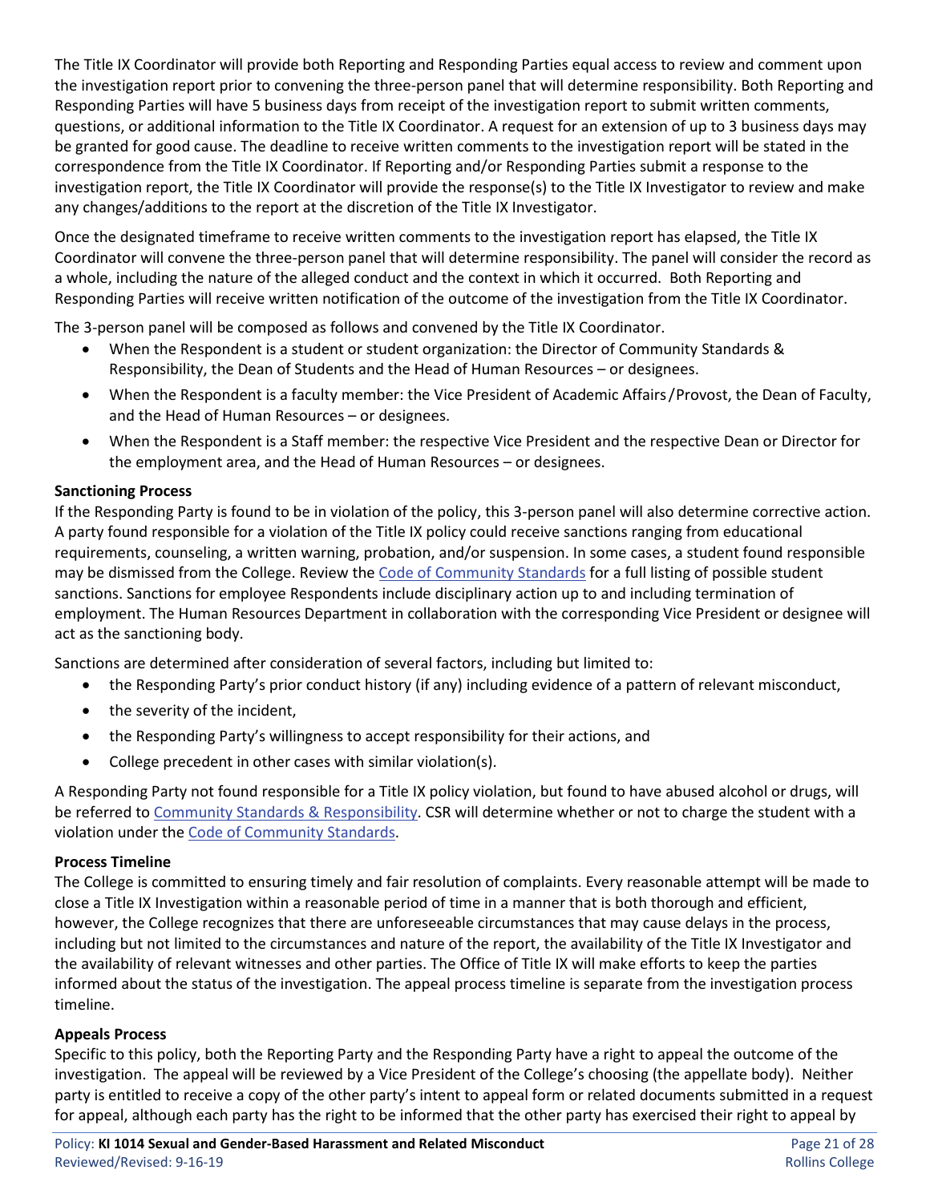The Title IX Coordinator will provide both Reporting and Responding Parties equal access to review and comment upon the investigation report prior to convening the three-person panel that will determine responsibility. Both Reporting and Responding Parties will have 5 business days from receipt of the investigation report to submit written comments, questions, or additional information to the Title IX Coordinator. A request for an extension of up to 3 business days may be granted for good cause. The deadline to receive written comments to the investigation report will be stated in the correspondence from the Title IX Coordinator. If Reporting and/or Responding Parties submit a response to the investigation report, the Title IX Coordinator will provide the response(s) to the Title IX Investigator to review and make any changes/additions to the report at the discretion of the Title IX Investigator.

Once the designated timeframe to receive written comments to the investigation report has elapsed, the Title IX Coordinator will convene the three-person panel that will determine responsibility. The panel will consider the record as a whole, including the nature of the alleged conduct and the context in which it occurred. Both Reporting and Responding Parties will receive written notification of the outcome of the investigation from the Title IX Coordinator.

The 3-person panel will be composed as follows and convened by the Title IX Coordinator.

- When the Respondent is a student or student organization: the Director of Community Standards & Responsibility, the Dean of Students and the Head of Human Resources – or designees.
- When the Respondent is a faculty member: the Vice President of Academic Affairs/Provost, the Dean of Faculty, and the Head of Human Resources – or designees.
- When the Respondent is a Staff member: the respective Vice President and the respective Dean or Director for the employment area, and the Head of Human Resources – or designees.

**Sanctioning Process**

If the Responding Party is found to be in violation of the policy, this 3-person panel will also determine corrective action. A party found responsible for a violation of the Title IX policy could receive sanctions ranging from educational requirements, counseling, a written warning, probation, and/or suspension. In some cases, a student found responsible may be dismissed from the College. Review the Code of Community Standards for a full listing of possible student sanctions. Sanctions for employee Respondents include disciplinary action up to and including termination of employment. The Human Resources Department in collaboration with the corresponding Vice President or designee will act as the sanctioning body.

Sanctions are determined after consideration of several factors, including but limited to:

- the Responding Party's prior conduct history (if any) including evidence of a pattern of relevant misconduct,
- the severity of the incident,
- the Responding Party's willingness to accept responsibility for their actions, and
- College precedent in other cases with similar violation(s).

A Responding Party not found responsible for a Title IX policy violation, but found to have abused alcohol or drugs, will be referred to Community Standards & Responsibility. CSR will determine whether or not to charge the student with a violation under the Code of Community Standards.

**Process Timeline**

The College is committed to ensuring timely and fair resolution of complaints. Every reasonable attempt will be made to close a Title IX Investigation within a reasonable period of time in a manner that is both thorough and efficient, however, the College recognizes that there are unforeseeable circumstances that may cause delays in the process, including but not limited to the circumstances and nature of the report, the availability of the Title IX Investigator and the availability of relevant witnesses and other parties. The Office of Title IX will make efforts to keep the parties informed about the status of the investigation. The appeal process timeline is separate from the investigation process timeline.

**Appeals Process**

Specific to this policy, both the Reporting Party and the Responding Party have a right to appeal the outcome of the investigation. The appeal will be reviewed by a Vice President of the College's choosing (the appellate body). Neither party is entitled to receive a copy of the other party's intent to appeal form or related documents submitted in a request for appeal, although each party has the right to be informed that the other party has exercised their right to appeal by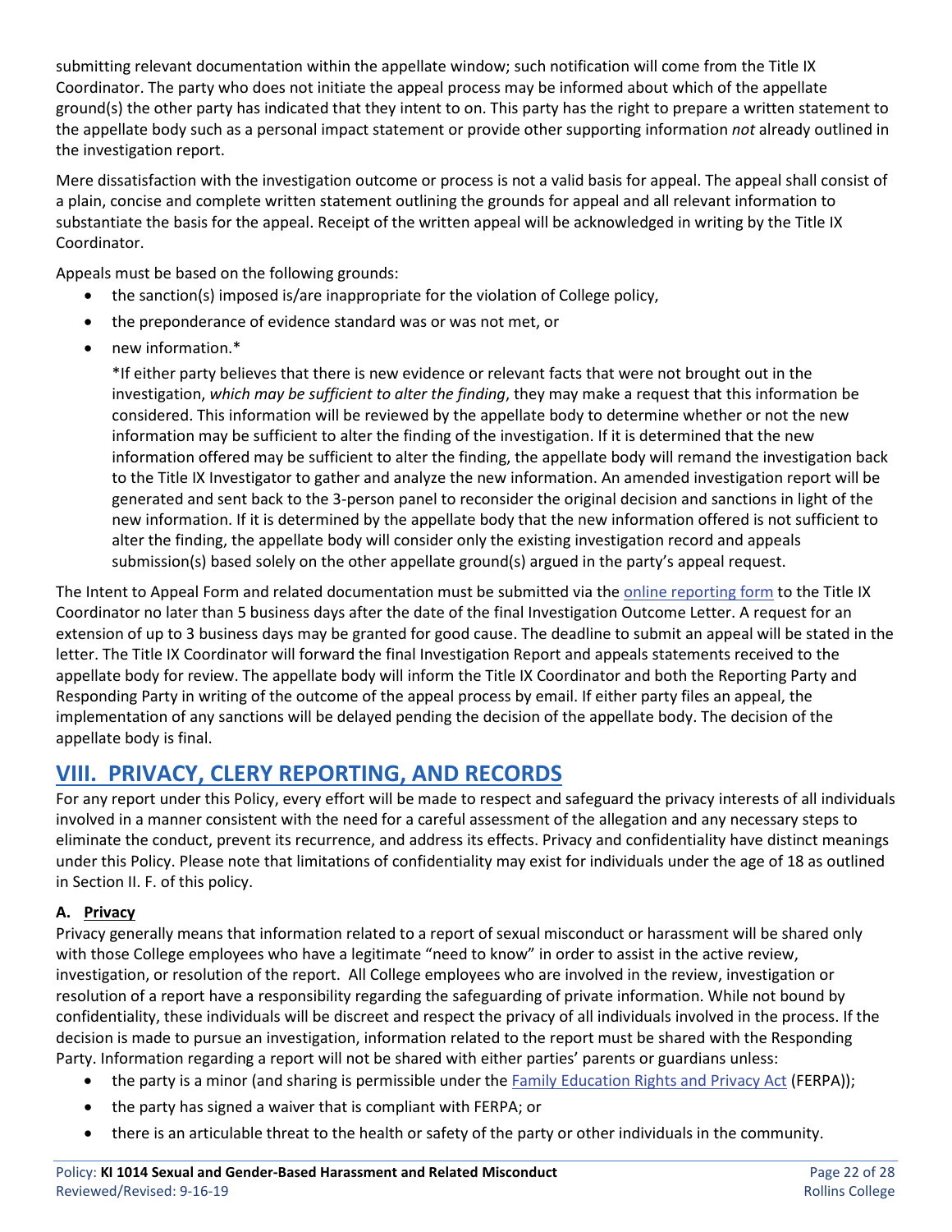submitting relevant documentation within the appellate window; such notification will come from the Title IX Coordinator. The party who does not initiate the appeal process may be informed about which of the appellate ground(s) the other party has indicated that they intent to on. This party has the right to prepare a written statement to the appellate body such as a personal impact statement or provide other supporting information *not* already outlined in the investigation report.

Mere dissatisfaction with the investigation outcome or process is not a valid basis for appeal. The appeal shall consist of a plain, concise and complete written statement outlining the grounds for appeal and all relevant information to substantiate the basis for the appeal. Receipt of the written appeal will be acknowledged in writing by the Title IX Coordinator.

Appeals must be based on the following grounds:

- the sanction(s) imposed is/are inappropriate for the violation of College policy,
- the preponderance of evidence standard was or was not met, or
- new information.*

  *If either party believes that there is new evidence or relevant facts that were not brought out in the investigation, *which may be sufficient to alter the finding*, they may make a request that this information be considered. This information will be reviewed by the appellate body to determine whether or not the new information may be sufficient to alter the finding of the investigation. If it is determined that the new information offered may be sufficient to alter the finding, the appellate body will remand the investigation back to the Title IX Investigator to gather and analyze the new information. An amended investigation report will be generated and sent back to the 3-person panel to reconsider the original decision and sanctions in light of the new information. If it is determined by the appellate body that the new information offered is not sufficient to alter the finding, the appellate body will consider only the existing investigation record and appeals submission(s) based solely on the other appellate ground(s) argued in the party's appeal request.

The Intent to Appeal Form and related documentation must be submitted via the [online reporting form]() to the Title IX Coordinator no later than 5 business days after the date of the final Investigation Outcome Letter. A request for an extension of up to 3 business days may be granted for good cause. The deadline to submit an appeal will be stated in the letter. The Title IX Coordinator will forward the final Investigation Report and appeals statements received to the appellate body for review. The appellate body will inform the Title IX Coordinator and both the Reporting Party and Responding Party in writing of the outcome of the appeal process by email. If either party files an appeal, the implementation of any sanctions will be delayed pending the decision of the appellate body. The decision of the appellate body is final.

## VIII. PRIVACY, CLERY REPORTING, AND RECORDS

For any report under this Policy, every effort will be made to respect and safeguard the privacy interests of all individuals involved in a manner consistent with the need for a careful assessment of the allegation and any necessary steps to eliminate the conduct, prevent its recurrence, and address its effects. Privacy and confidentiality have distinct meanings under this Policy. Please note that limitations of confidentiality may exist for individuals under the age of 18 as outlined in Section II. F. of this policy.

### A. Privacy

Privacy generally means that information related to a report of sexual misconduct or harassment will be shared only with those College employees who have a legitimate "need to know" in order to assist in the active review, investigation, or resolution of the report. All College employees who are involved in the review, investigation or resolution of a report have a responsibility regarding the safeguarding of private information. While not bound by confidentiality, these individuals will be discreet and respect the privacy of all individuals involved in the process. If the decision is made to pursue an investigation, information related to the report must be shared with the Responding Party. Information regarding a report will not be shared with either parties' parents or guardians unless:

- the party is a minor (and sharing is permissible under the [Family Education Rights and Privacy Act]() (FERPA));
- the party has signed a waiver that is compliant with FERPA; or
- there is an articulable threat to the health or safety of the party or other individuals in the community.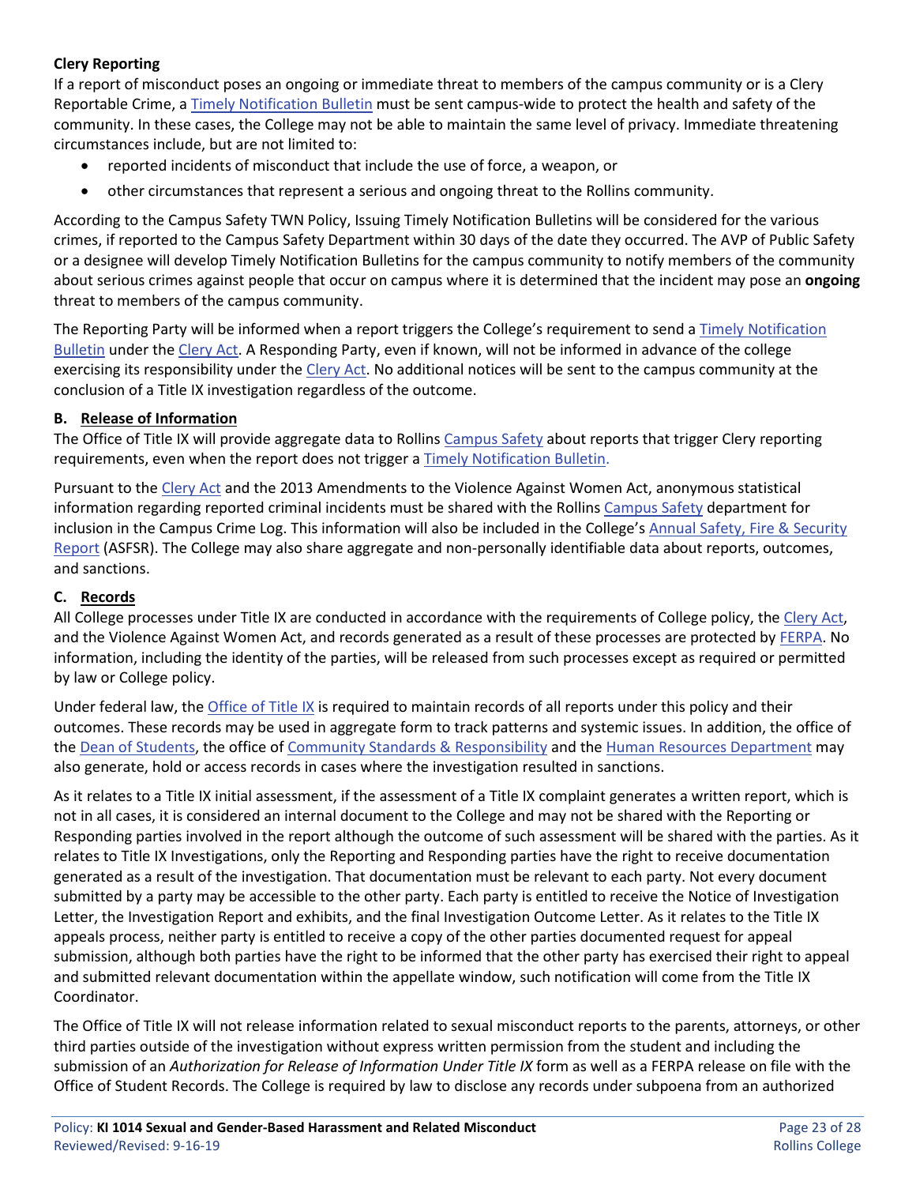**Clery Reporting**

If a report of misconduct poses an ongoing or immediate threat to members of the campus community or is a Clery Reportable Crime, a Timely Notification Bulletin must be sent campus-wide to protect the health and safety of the community. In these cases, the College may not be able to maintain the same level of privacy. Immediate threatening circumstances include, but are not limited to:

- reported incidents of misconduct that include the use of force, a weapon, or
- other circumstances that represent a serious and ongoing threat to the Rollins community.

According to the Campus Safety TWN Policy, Issuing Timely Notification Bulletins will be considered for the various crimes, if reported to the Campus Safety Department within 30 days of the date they occurred. The AVP of Public Safety or a designee will develop Timely Notification Bulletins for the campus community to notify members of the community about serious crimes against people that occur on campus where it is determined that the incident may pose an **ongoing** threat to members of the campus community.

The Reporting Party will be informed when a report triggers the College's requirement to send a Timely Notification Bulletin under the Clery Act. A Responding Party, even if known, will not be informed in advance of the college exercising its responsibility under the Clery Act. No additional notices will be sent to the campus community at the conclusion of a Title IX investigation regardless of the outcome.

### B. Release of Information

The Office of Title IX will provide aggregate data to Rollins Campus Safety about reports that trigger Clery reporting requirements, even when the report does not trigger a Timely Notification Bulletin.

Pursuant to the Clery Act and the 2013 Amendments to the Violence Against Women Act, anonymous statistical information regarding reported criminal incidents must be shared with the Rollins Campus Safety department for inclusion in the Campus Crime Log. This information will also be included in the College's Annual Safety, Fire & Security Report (ASFSR). The College may also share aggregate and non-personally identifiable data about reports, outcomes, and sanctions.

### C. Records

All College processes under Title IX are conducted in accordance with the requirements of College policy, the Clery Act, and the Violence Against Women Act, and records generated as a result of these processes are protected by FERPA. No information, including the identity of the parties, will be released from such processes except as required or permitted by law or College policy.

Under federal law, the Office of Title IX is required to maintain records of all reports under this policy and their outcomes. These records may be used in aggregate form to track patterns and systemic issues. In addition, the office of the Dean of Students, the office of Community Standards & Responsibility and the Human Resources Department may also generate, hold or access records in cases where the investigation resulted in sanctions.

As it relates to a Title IX initial assessment, if the assessment of a Title IX complaint generates a written report, which is not in all cases, it is considered an internal document to the College and may not be shared with the Reporting or Responding parties involved in the report although the outcome of such assessment will be shared with the parties. As it relates to Title IX Investigations, only the Reporting and Responding parties have the right to receive documentation generated as a result of the investigation. That documentation must be relevant to each party. Not every document submitted by a party may be accessible to the other party. Each party is entitled to receive the Notice of Investigation Letter, the Investigation Report and exhibits, and the final Investigation Outcome Letter. As it relates to the Title IX appeals process, neither party is entitled to receive a copy of the other parties documented request for appeal submission, although both parties have the right to be informed that the other party has exercised their right to appeal and submitted relevant documentation within the appellate window, such notification will come from the Title IX Coordinator.

The Office of Title IX will not release information related to sexual misconduct reports to the parents, attorneys, or other third parties outside of the investigation without express written permission from the student and including the submission of an *Authorization for Release of Information Under Title IX* form as well as a FERPA release on file with the Office of Student Records. The College is required by law to disclose any records under subpoena from an authorized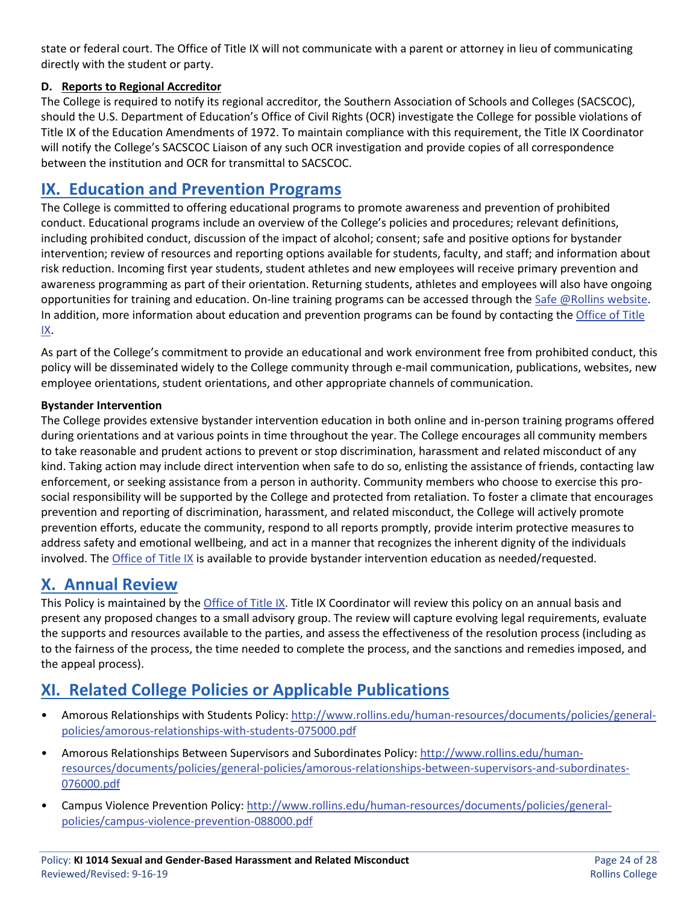state or federal court. The Office of Title IX will not communicate with a parent or attorney in lieu of communicating directly with the student or party.

**D. Reports to Regional Accreditor**

The College is required to notify its regional accreditor, the Southern Association of Schools and Colleges (SACSCOC), should the U.S. Department of Education's Office of Civil Rights (OCR) investigate the College for possible violations of Title IX of the Education Amendments of 1972. To maintain compliance with this requirement, the Title IX Coordinator will notify the College's SACSCOC Liaison of any such OCR investigation and provide copies of all correspondence between the institution and OCR for transmittal to SACSCOC.

## IX. Education and Prevention Programs

The College is committed to offering educational programs to promote awareness and prevention of prohibited conduct. Educational programs include an overview of the College's policies and procedures; relevant definitions, including prohibited conduct, discussion of the impact of alcohol; consent; safe and positive options for bystander intervention; review of resources and reporting options available for students, faculty, and staff; and information about risk reduction. Incoming first year students, student athletes and new employees will receive primary prevention and awareness programming as part of their orientation. Returning students, athletes and employees will also have ongoing opportunities for training and education. On-line training programs can be accessed through the Safe @Rollins website. In addition, more information about education and prevention programs can be found by contacting the Office of Title IX.

As part of the College's commitment to provide an educational and work environment free from prohibited conduct, this policy will be disseminated widely to the College community through e-mail communication, publications, websites, new employee orientations, student orientations, and other appropriate channels of communication.

**Bystander Intervention**

The College provides extensive bystander intervention education in both online and in-person training programs offered during orientations and at various points in time throughout the year. The College encourages all community members to take reasonable and prudent actions to prevent or stop discrimination, harassment and related misconduct of any kind. Taking action may include direct intervention when safe to do so, enlisting the assistance of friends, contacting law enforcement, or seeking assistance from a person in authority. Community members who choose to exercise this pro-social responsibility will be supported by the College and protected from retaliation. To foster a climate that encourages prevention and reporting of discrimination, harassment, and related misconduct, the College will actively promote prevention efforts, educate the community, respond to all reports promptly, provide interim protective measures to address safety and emotional wellbeing, and act in a manner that recognizes the inherent dignity of the individuals involved. The Office of Title IX is available to provide bystander intervention education as needed/requested.

## X. Annual Review

This Policy is maintained by the Office of Title IX. Title IX Coordinator will review this policy on an annual basis and present any proposed changes to a small advisory group. The review will capture evolving legal requirements, evaluate the supports and resources available to the parties, and assess the effectiveness of the resolution process (including as to the fairness of the process, the time needed to complete the process, and the sanctions and remedies imposed, and the appeal process).

## XI. Related College Policies or Applicable Publications

- Amorous Relationships with Students Policy: http://www.rollins.edu/human-resources/documents/policies/general-policies/amorous-relationships-with-students-075000.pdf
- Amorous Relationships Between Supervisors and Subordinates Policy: http://www.rollins.edu/human-resources/documents/policies/general-policies/amorous-relationships-between-supervisors-and-subordinates-076000.pdf
- Campus Violence Prevention Policy: http://www.rollins.edu/human-resources/documents/policies/general-policies/campus-violence-prevention-088000.pdf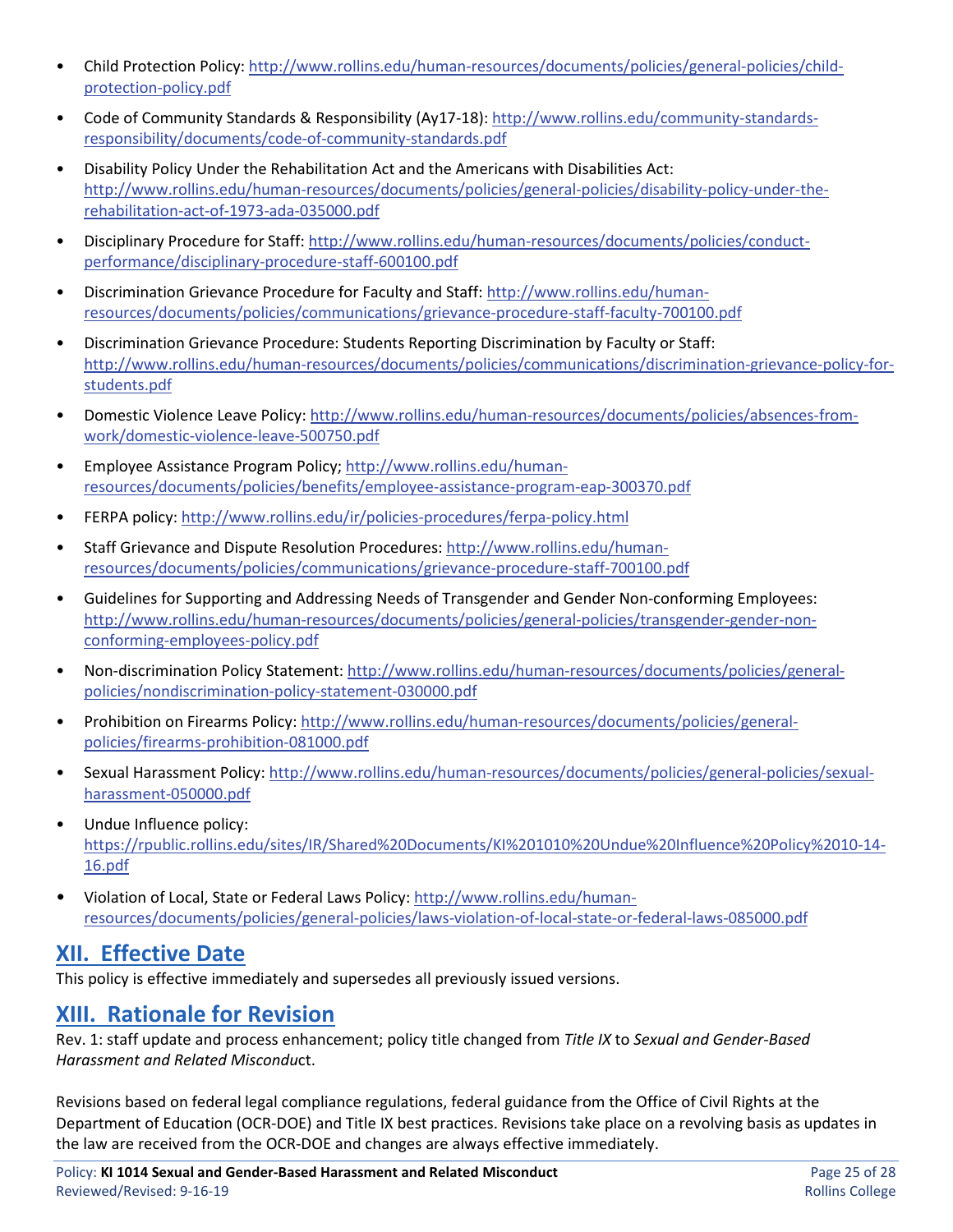- Child Protection Policy: http://www.rollins.edu/human-resources/documents/policies/general-policies/child-protection-policy.pdf
- Code of Community Standards & Responsibility (Ay17-18): http://www.rollins.edu/community-standards-responsibility/documents/code-of-community-standards.pdf
- Disability Policy Under the Rehabilitation Act and the Americans with Disabilities Act: http://www.rollins.edu/human-resources/documents/policies/general-policies/disability-policy-under-the-rehabilitation-act-of-1973-ada-035000.pdf
- Disciplinary Procedure for Staff: http://www.rollins.edu/human-resources/documents/policies/conduct-performance/disciplinary-procedure-staff-600100.pdf
- Discrimination Grievance Procedure for Faculty and Staff: http://www.rollins.edu/human-resources/documents/policies/communications/grievance-procedure-staff-faculty-700100.pdf
- Discrimination Grievance Procedure: Students Reporting Discrimination by Faculty or Staff: http://www.rollins.edu/human-resources/documents/policies/communications/discrimination-grievance-policy-for-students.pdf
- Domestic Violence Leave Policy: http://www.rollins.edu/human-resources/documents/policies/absences-from-work/domestic-violence-leave-500750.pdf
- Employee Assistance Program Policy; http://www.rollins.edu/human-resources/documents/policies/benefits/employee-assistance-program-eap-300370.pdf
- FERPA policy: http://www.rollins.edu/ir/policies-procedures/ferpa-policy.html
- Staff Grievance and Dispute Resolution Procedures: http://www.rollins.edu/human-resources/documents/policies/communications/grievance-procedure-staff-700100.pdf
- Guidelines for Supporting and Addressing Needs of Transgender and Gender Non-conforming Employees: http://www.rollins.edu/human-resources/documents/policies/general-policies/transgender-gender-non-conforming-employees-policy.pdf
- Non-discrimination Policy Statement: http://www.rollins.edu/human-resources/documents/policies/general-policies/nondiscrimination-policy-statement-030000.pdf
- Prohibition on Firearms Policy: http://www.rollins.edu/human-resources/documents/policies/general-policies/firearms-prohibition-081000.pdf
- Sexual Harassment Policy: http://www.rollins.edu/human-resources/documents/policies/general-policies/sexual-harassment-050000.pdf
- Undue Influence policy: https://rpublic.rollins.edu/sites/IR/Shared%20Documents/KI%201010%20Undue%20Influence%20Policy%2010-14-16.pdf
- Violation of Local, State or Federal Laws Policy: http://www.rollins.edu/human-resources/documents/policies/general-policies/laws-violation-of-local-state-or-federal-laws-085000.pdf

## XII. Effective Date

This policy is effective immediately and supersedes all previously issued versions.

## XIII. Rationale for Revision

Rev. 1: staff update and process enhancement; policy title changed from *Title IX* to *Sexual and Gender-Based Harassment and Related Misconduc*t.

Revisions based on federal legal compliance regulations, federal guidance from the Office of Civil Rights at the Department of Education (OCR-DOE) and Title IX best practices. Revisions take place on a revolving basis as updates in the law are received from the OCR-DOE and changes are always effective immediately.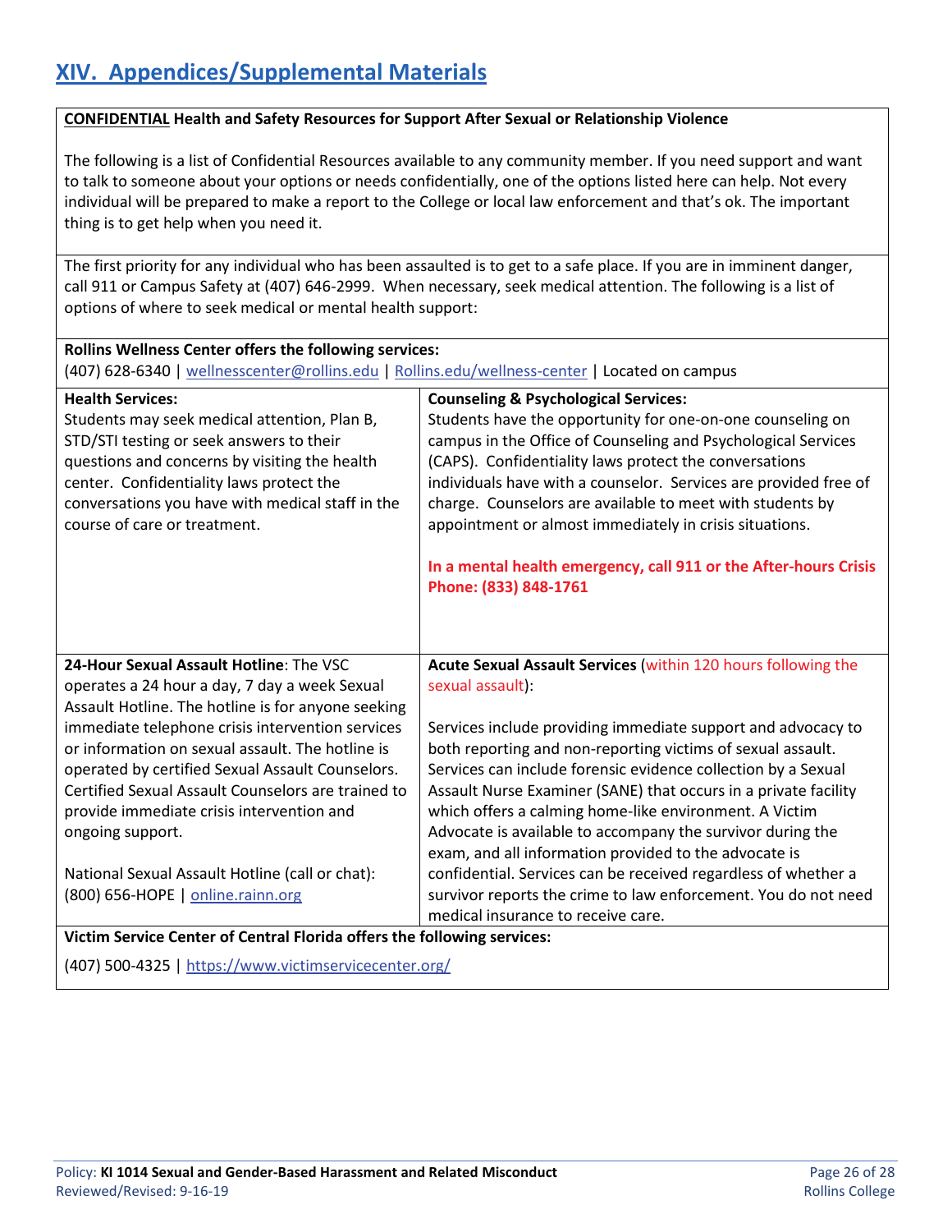## XIV. Appendices/Supplemental Materials

**CONFIDENTIAL Health and Safety Resources for Support After Sexual or Relationship Violence**

The following is a list of Confidential Resources available to any community member. If you need support and want to talk to someone about your options or needs confidentially, one of the options listed here can help. Not every individual will be prepared to make a report to the College or local law enforcement and that's ok. The important thing is to get help when you need it.

The first priority for any individual who has been assaulted is to get to a safe place. If you are in imminent danger, call 911 or Campus Safety at (407) 646-2999. When necessary, seek medical attention. The following is a list of options of where to seek medical or mental health support:

**Rollins Wellness Center offers the following services:**
(407) 628-6340 | wellnesscenter@rollins.edu | Rollins.edu/wellness-center | Located on campus

| **Health Services:** | **Counseling & Psychological Services:** |
|---|---|
| Students may seek medical attention, Plan B, STD/STI testing or seek answers to their questions and concerns by visiting the health center. Confidentiality laws protect the conversations you have with medical staff in the course of care or treatment. | Students have the opportunity for one-on-one counseling on campus in the Office of Counseling and Psychological Services (CAPS). Confidentiality laws protect the conversations individuals have with a counselor. Services are provided free of charge. Counselors are available to meet with students by appointment or almost immediately in crisis situations.<br><br>**In a mental health emergency, call 911 or the After-hours Crisis Phone: (833) 848-1761** |

| **24-Hour Sexual Assault Hotline**: The VSC operates a 24 hour a day, 7 day a week Sexual Assault Hotline. The hotline is for anyone seeking immediate telephone crisis intervention services or information on sexual assault. The hotline is operated by certified Sexual Assault Counselors. Certified Sexual Assault Counselors are trained to provide immediate crisis intervention and ongoing support.<br><br>National Sexual Assault Hotline (call or chat): (800) 656-HOPE \| online.rainn.org | **Acute Sexual Assault Services** (within 120 hours following the sexual assault):<br><br>Services include providing immediate support and advocacy to both reporting and non-reporting victims of sexual assault. Services can include forensic evidence collection by a Sexual Assault Nurse Examiner (SANE) that occurs in a private facility which offers a calming home-like environment. A Victim Advocate is available to accompany the survivor during the exam, and all information provided to the advocate is confidential. Services can be received regardless of whether a survivor reports the crime to law enforcement. You do not need medical insurance to receive care. |
|---|---|

**Victim Service Center of Central Florida offers the following services:**

(407) 500-4325 | https://www.victimservicecenter.org/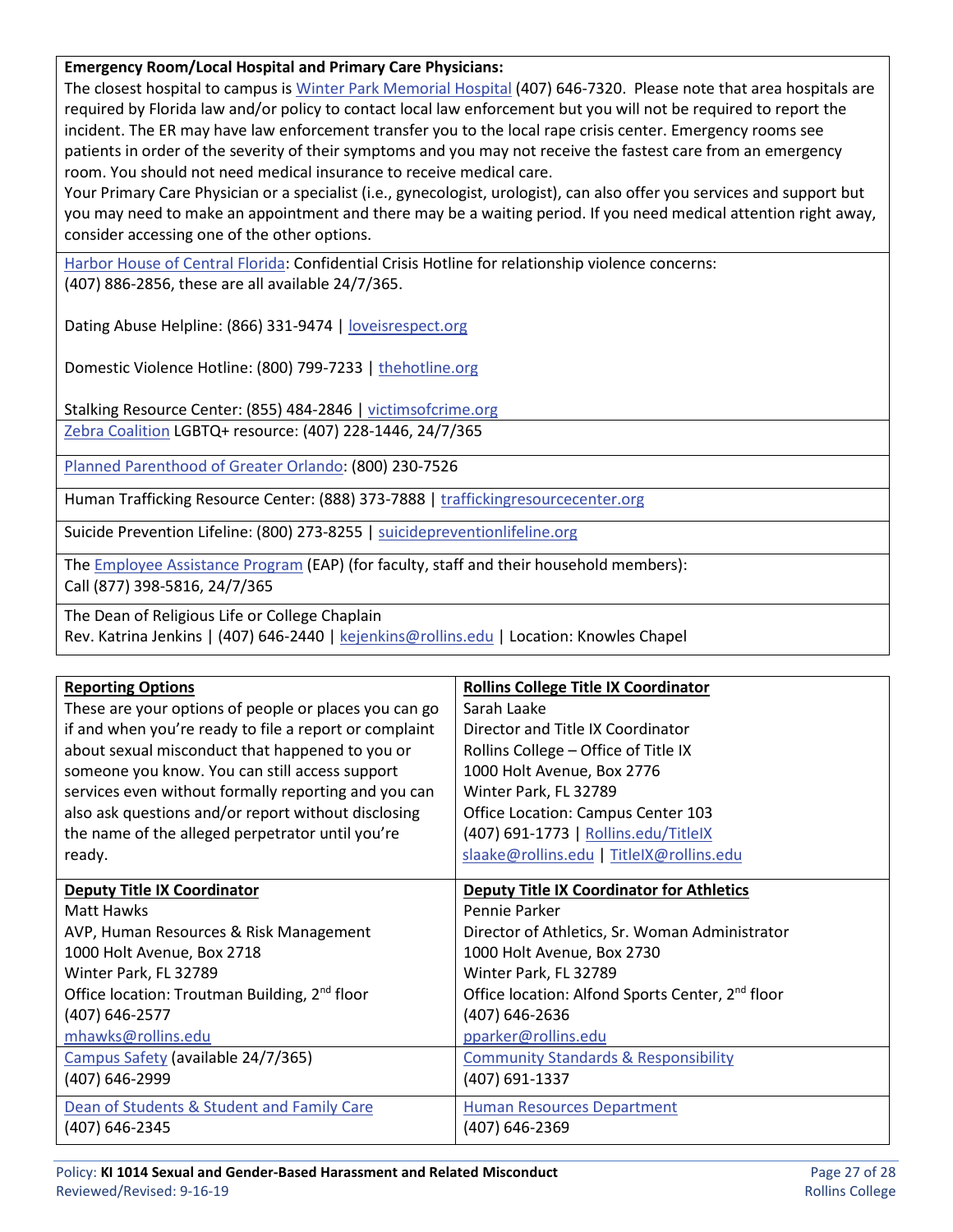**Emergency Room/Local Hospital and Primary Care Physicians:**
The closest hospital to campus is Winter Park Memorial Hospital (407) 646-7320. Please note that area hospitals are required by Florida law and/or policy to contact local law enforcement but you will not be required to report the incident. The ER may have law enforcement transfer you to the local rape crisis center. Emergency rooms see patients in order of the severity of their symptoms and you may not receive the fastest care from an emergency room. You should not need medical insurance to receive medical care.
Your Primary Care Physician or a specialist (i.e., gynecologist, urologist), can also offer you services and support but you may need to make an appointment and there may be a waiting period. If you need medical attention right away, consider accessing one of the other options.

Harbor House of Central Florida: Confidential Crisis Hotline for relationship violence concerns:
(407) 886-2856, these are all available 24/7/365.

Dating Abuse Helpline: (866) 331-9474 | loveisrespect.org

Domestic Violence Hotline: (800) 799-7233 | thehotline.org

Stalking Resource Center: (855) 484-2846 | victimsofcrime.org

Zebra Coalition LGBTQ+ resource: (407) 228-1446, 24/7/365

Planned Parenthood of Greater Orlando: (800) 230-7526

Human Trafficking Resource Center: (888) 373-7888 | traffickingresourcecenter.org

Suicide Prevention Lifeline: (800) 273-8255 | suicidepreventionlifeline.org

The Employee Assistance Program (EAP) (for faculty, staff and their household members):
Call (877) 398-5816, 24/7/365

The Dean of Religious Life or College Chaplain
Rev. Katrina Jenkins | (407) 646-2440 | kejenkins@rollins.edu | Location: Knowles Chapel

| **Reporting Options** | **Rollins College Title IX Coordinator** |
|---|---|
| These are your options of people or places you can go if and when you're ready to file a report or complaint about sexual misconduct that happened to you or someone you know. You can still access support services even without formally reporting and you can also ask questions and/or report without disclosing the name of the alleged perpetrator until you're ready. | Sarah Laake<br>Director and Title IX Coordinator<br>Rollins College – Office of Title IX<br>1000 Holt Avenue, Box 2776<br>Winter Park, FL 32789<br>Office Location: Campus Center 103<br>(407) 691-1773 \| Rollins.edu/TitleIX<br>slaake@rollins.edu \| TitleIX@rollins.edu |
| **Deputy Title IX Coordinator**<br>Matt Hawks<br>AVP, Human Resources & Risk Management<br>1000 Holt Avenue, Box 2718<br>Winter Park, FL 32789<br>Office location: Troutman Building, 2nd floor<br>(407) 646-2577<br>mhawks@rollins.edu | **Deputy Title IX Coordinator for Athletics**<br>Pennie Parker<br>Director of Athletics, Sr. Woman Administrator<br>1000 Holt Avenue, Box 2730<br>Winter Park, FL 32789<br>Office location: Alfond Sports Center, 2nd floor<br>(407) 646-2636<br>pparker@rollins.edu |
| Campus Safety (available 24/7/365)<br>(407) 646-2999 | Community Standards & Responsibility<br>(407) 691-1337 |
| Dean of Students & Student and Family Care<br>(407) 646-2345 | Human Resources Department<br>(407) 646-2369 |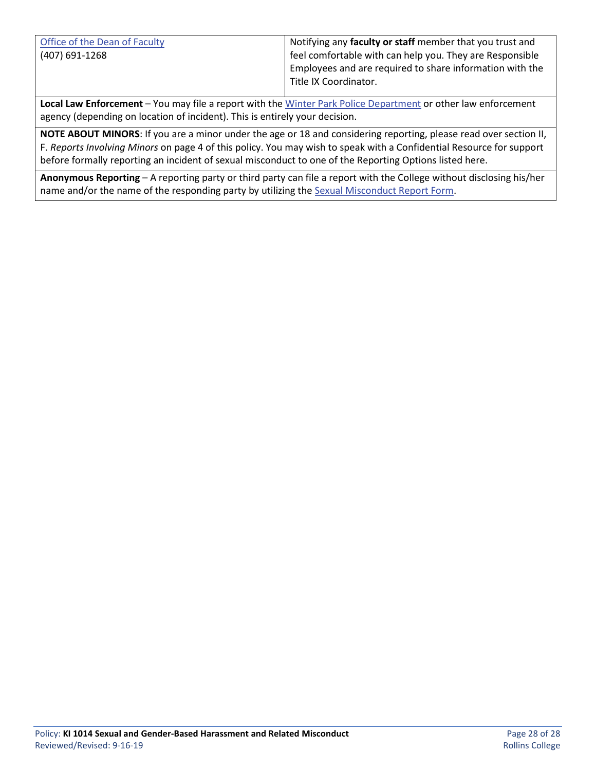| | |
|---|---|
| Office of the Dean of Faculty<br>(407) 691-1268 | Notifying any **faculty or staff** member that you trust and feel comfortable with can help you. They are Responsible Employees and are required to share information with the Title IX Coordinator. |
| **Local Law Enforcement** – You may file a report with the Winter Park Police Department or other law enforcement agency (depending on location of incident). This is entirely your decision. | |
| **NOTE ABOUT MINORS**: If you are a minor under the age or 18 and considering reporting, please read over section II, F. *Reports Involving Minors* on page 4 of this policy. You may wish to speak with a Confidential Resource for support before formally reporting an incident of sexual misconduct to one of the Reporting Options listed here. | |
| **Anonymous Reporting** – A reporting party or third party can file a report with the College without disclosing his/her name and/or the name of the responding party by utilizing the Sexual Misconduct Report Form. | |